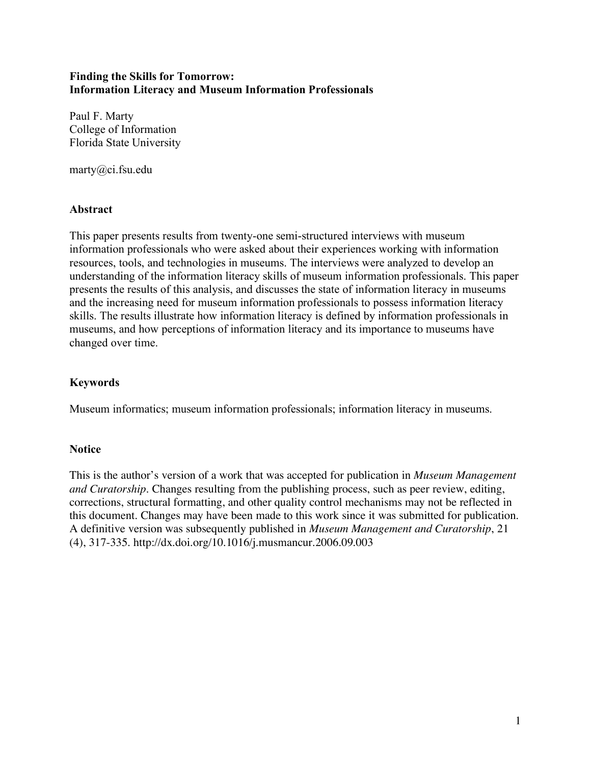# Finding the Skills for Tomorrow: Information Literacy and Museum Information Professionals

Paul F. Marty
College of Information
Florida State University

marty@ci.fsu.edu

## Abstract

This paper presents results from twenty-one semi-structured interviews with museum information professionals who were asked about their experiences working with information resources, tools, and technologies in museums. The interviews were analyzed to develop an understanding of the information literacy skills of museum information professionals. This paper presents the results of this analysis, and discusses the state of information literacy in museums and the increasing need for museum information professionals to possess information literacy skills. The results illustrate how information literacy is defined by information professionals in museums, and how perceptions of information literacy and its importance to museums have changed over time.

## Keywords

Museum informatics; museum information professionals; information literacy in museums.

## Notice

This is the author's version of a work that was accepted for publication in *Museum Management and Curatorship*. Changes resulting from the publishing process, such as peer review, editing, corrections, structural formatting, and other quality control mechanisms may not be reflected in this document. Changes may have been made to this work since it was submitted for publication. A definitive version was subsequently published in *Museum Management and Curatorship*, 21 (4), 317-335. http://dx.doi.org/10.1016/j.musmancur.2006.09.003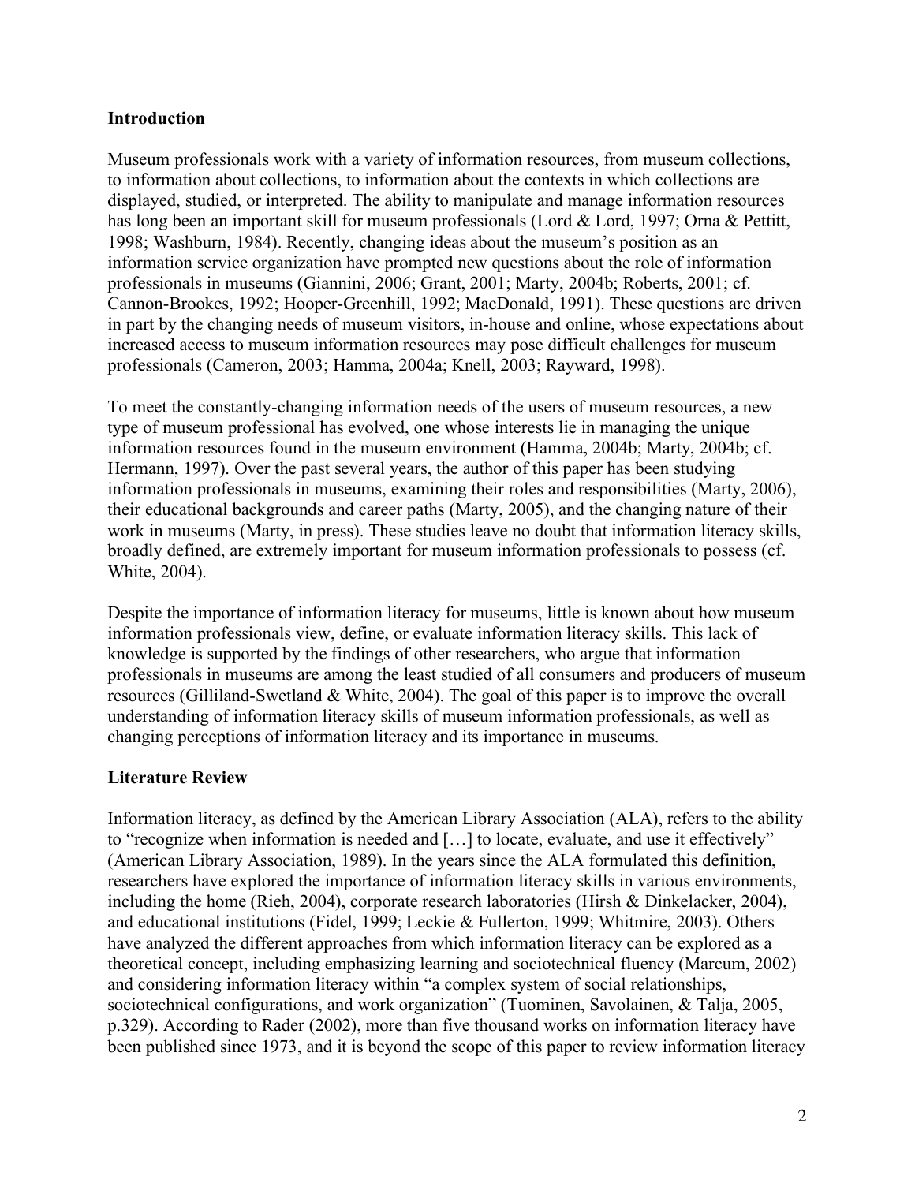## Introduction

Museum professionals work with a variety of information resources, from museum collections, to information about collections, to information about the contexts in which collections are displayed, studied, or interpreted. The ability to manipulate and manage information resources has long been an important skill for museum professionals (Lord & Lord, 1997; Orna & Pettitt, 1998; Washburn, 1984). Recently, changing ideas about the museum's position as an information service organization have prompted new questions about the role of information professionals in museums (Giannini, 2006; Grant, 2001; Marty, 2004b; Roberts, 2001; cf. Cannon-Brookes, 1992; Hooper-Greenhill, 1992; MacDonald, 1991). These questions are driven in part by the changing needs of museum visitors, in-house and online, whose expectations about increased access to museum information resources may pose difficult challenges for museum professionals (Cameron, 2003; Hamma, 2004a; Knell, 2003; Rayward, 1998).

To meet the constantly-changing information needs of the users of museum resources, a new type of museum professional has evolved, one whose interests lie in managing the unique information resources found in the museum environment (Hamma, 2004b; Marty, 2004b; cf. Hermann, 1997). Over the past several years, the author of this paper has been studying information professionals in museums, examining their roles and responsibilities (Marty, 2006), their educational backgrounds and career paths (Marty, 2005), and the changing nature of their work in museums (Marty, in press). These studies leave no doubt that information literacy skills, broadly defined, are extremely important for museum information professionals to possess (cf. White, 2004).

Despite the importance of information literacy for museums, little is known about how museum information professionals view, define, or evaluate information literacy skills. This lack of knowledge is supported by the findings of other researchers, who argue that information professionals in museums are among the least studied of all consumers and producers of museum resources (Gilliland-Swetland & White, 2004). The goal of this paper is to improve the overall understanding of information literacy skills of museum information professionals, as well as changing perceptions of information literacy and its importance in museums.

## Literature Review

Information literacy, as defined by the American Library Association (ALA), refers to the ability to "recognize when information is needed and […] to locate, evaluate, and use it effectively" (American Library Association, 1989). In the years since the ALA formulated this definition, researchers have explored the importance of information literacy skills in various environments, including the home (Rieh, 2004), corporate research laboratories (Hirsh & Dinkelacker, 2004), and educational institutions (Fidel, 1999; Leckie & Fullerton, 1999; Whitmire, 2003). Others have analyzed the different approaches from which information literacy can be explored as a theoretical concept, including emphasizing learning and sociotechnical fluency (Marcum, 2002) and considering information literacy within "a complex system of social relationships, sociotechnical configurations, and work organization" (Tuominen, Savolainen, & Talja, 2005, p.329). According to Rader (2002), more than five thousand works on information literacy have been published since 1973, and it is beyond the scope of this paper to review information literacy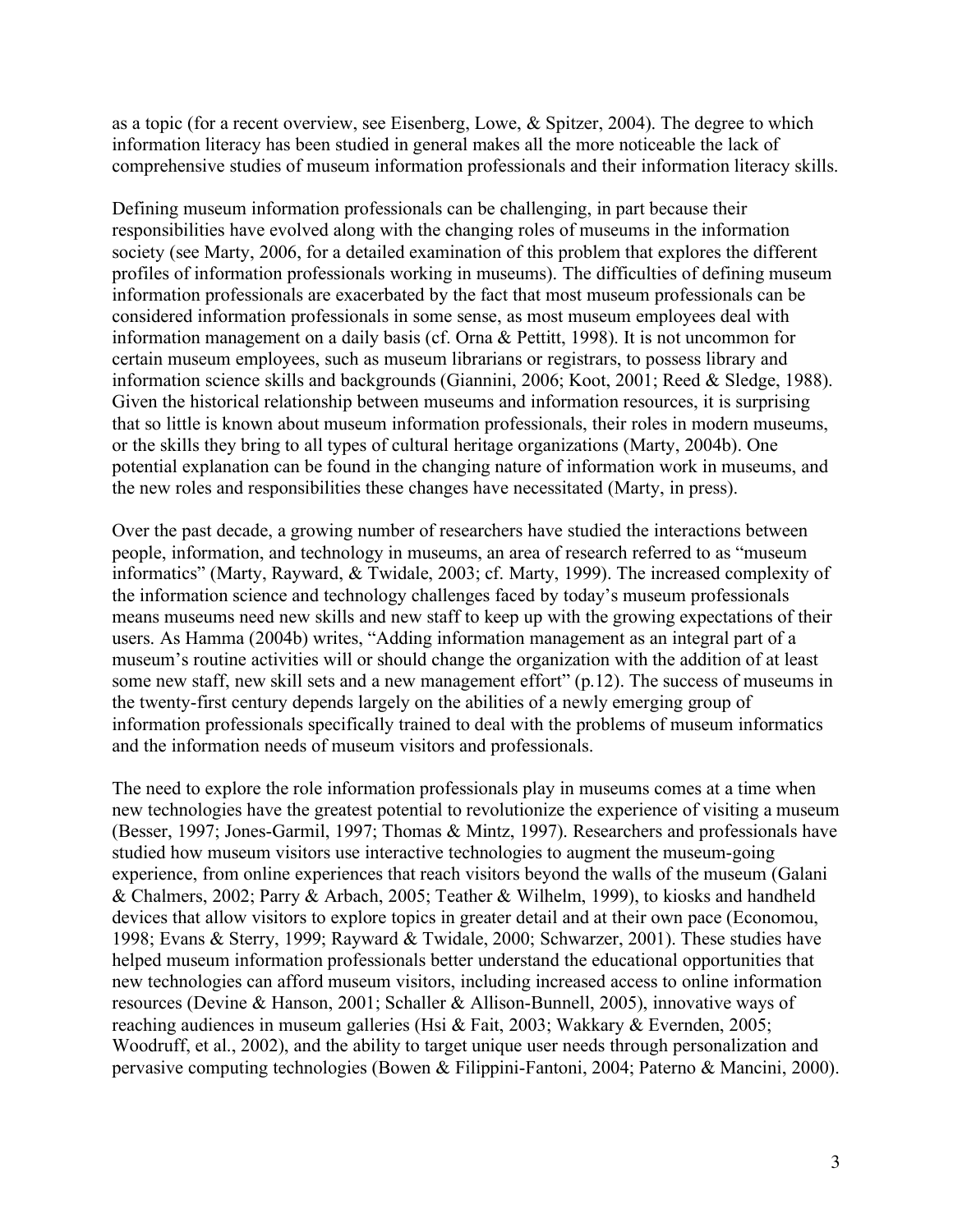as a topic (for a recent overview, see Eisenberg, Lowe, & Spitzer, 2004). The degree to which information literacy has been studied in general makes all the more noticeable the lack of comprehensive studies of museum information professionals and their information literacy skills.

Defining museum information professionals can be challenging, in part because their responsibilities have evolved along with the changing roles of museums in the information society (see Marty, 2006, for a detailed examination of this problem that explores the different profiles of information professionals working in museums). The difficulties of defining museum information professionals are exacerbated by the fact that most museum professionals can be considered information professionals in some sense, as most museum employees deal with information management on a daily basis (cf. Orna & Pettitt, 1998). It is not uncommon for certain museum employees, such as museum librarians or registrars, to possess library and information science skills and backgrounds (Giannini, 2006; Koot, 2001; Reed & Sledge, 1988). Given the historical relationship between museums and information resources, it is surprising that so little is known about museum information professionals, their roles in modern museums, or the skills they bring to all types of cultural heritage organizations (Marty, 2004b). One potential explanation can be found in the changing nature of information work in museums, and the new roles and responsibilities these changes have necessitated (Marty, in press).

Over the past decade, a growing number of researchers have studied the interactions between people, information, and technology in museums, an area of research referred to as "museum informatics" (Marty, Rayward, & Twidale, 2003; cf. Marty, 1999). The increased complexity of the information science and technology challenges faced by today's museum professionals means museums need new skills and new staff to keep up with the growing expectations of their users. As Hamma (2004b) writes, "Adding information management as an integral part of a museum's routine activities will or should change the organization with the addition of at least some new staff, new skill sets and a new management effort" (p.12). The success of museums in the twenty-first century depends largely on the abilities of a newly emerging group of information professionals specifically trained to deal with the problems of museum informatics and the information needs of museum visitors and professionals.

The need to explore the role information professionals play in museums comes at a time when new technologies have the greatest potential to revolutionize the experience of visiting a museum (Besser, 1997; Jones-Garmil, 1997; Thomas & Mintz, 1997). Researchers and professionals have studied how museum visitors use interactive technologies to augment the museum-going experience, from online experiences that reach visitors beyond the walls of the museum (Galani & Chalmers, 2002; Parry & Arbach, 2005; Teather & Wilhelm, 1999), to kiosks and handheld devices that allow visitors to explore topics in greater detail and at their own pace (Economou, 1998; Evans & Sterry, 1999; Rayward & Twidale, 2000; Schwarzer, 2001). These studies have helped museum information professionals better understand the educational opportunities that new technologies can afford museum visitors, including increased access to online information resources (Devine & Hanson, 2001; Schaller & Allison-Bunnell, 2005), innovative ways of reaching audiences in museum galleries (Hsi & Fait, 2003; Wakkary & Evernden, 2005; Woodruff, et al., 2002), and the ability to target unique user needs through personalization and pervasive computing technologies (Bowen & Filippini-Fantoni, 2004; Paterno & Mancini, 2000).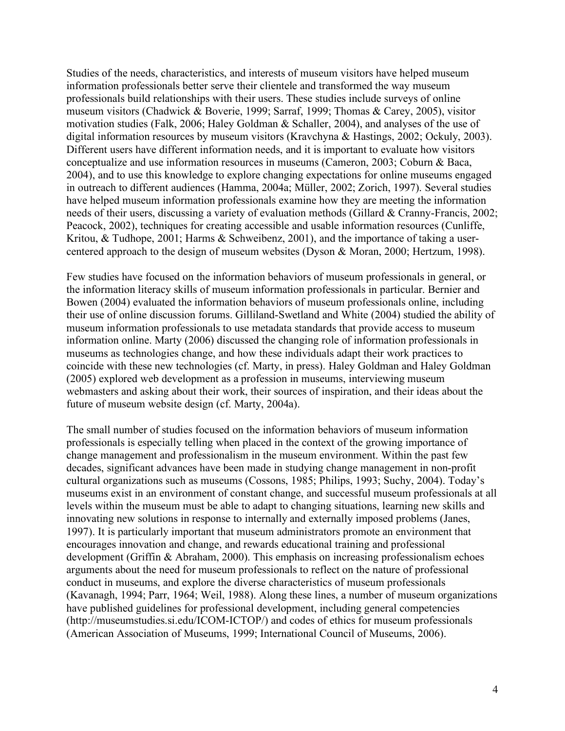Studies of the needs, characteristics, and interests of museum visitors have helped museum information professionals better serve their clientele and transformed the way museum professionals build relationships with their users. These studies include surveys of online museum visitors (Chadwick & Boverie, 1999; Sarraf, 1999; Thomas & Carey, 2005), visitor motivation studies (Falk, 2006; Haley Goldman & Schaller, 2004), and analyses of the use of digital information resources by museum visitors (Kravchyna & Hastings, 2002; Ockuly, 2003). Different users have different information needs, and it is important to evaluate how visitors conceptualize and use information resources in museums (Cameron, 2003; Coburn & Baca, 2004), and to use this knowledge to explore changing expectations for online museums engaged in outreach to different audiences (Hamma, 2004a; Müller, 2002; Zorich, 1997). Several studies have helped museum information professionals examine how they are meeting the information needs of their users, discussing a variety of evaluation methods (Gillard & Cranny-Francis, 2002; Peacock, 2002), techniques for creating accessible and usable information resources (Cunliffe, Kritou, & Tudhope, 2001; Harms & Schweibenz, 2001), and the importance of taking a user-centered approach to the design of museum websites (Dyson & Moran, 2000; Hertzum, 1998).

Few studies have focused on the information behaviors of museum professionals in general, or the information literacy skills of museum information professionals in particular. Bernier and Bowen (2004) evaluated the information behaviors of museum professionals online, including their use of online discussion forums. Gilliland-Swetland and White (2004) studied the ability of museum information professionals to use metadata standards that provide access to museum information online. Marty (2006) discussed the changing role of information professionals in museums as technologies change, and how these individuals adapt their work practices to coincide with these new technologies (cf. Marty, in press). Haley Goldman and Haley Goldman (2005) explored web development as a profession in museums, interviewing museum webmasters and asking about their work, their sources of inspiration, and their ideas about the future of museum website design (cf. Marty, 2004a).

The small number of studies focused on the information behaviors of museum information professionals is especially telling when placed in the context of the growing importance of change management and professionalism in the museum environment. Within the past few decades, significant advances have been made in studying change management in non-profit cultural organizations such as museums (Cossons, 1985; Philips, 1993; Suchy, 2004). Today's museums exist in an environment of constant change, and successful museum professionals at all levels within the museum must be able to adapt to changing situations, learning new skills and innovating new solutions in response to internally and externally imposed problems (Janes, 1997). It is particularly important that museum administrators promote an environment that encourages innovation and change, and rewards educational training and professional development (Griffin & Abraham, 2000). This emphasis on increasing professionalism echoes arguments about the need for museum professionals to reflect on the nature of professional conduct in museums, and explore the diverse characteristics of museum professionals (Kavanagh, 1994; Parr, 1964; Weil, 1988). Along these lines, a number of museum organizations have published guidelines for professional development, including general competencies (http://museumstudies.si.edu/ICOM-ICTOP/) and codes of ethics for museum professionals (American Association of Museums, 1999; International Council of Museums, 2006).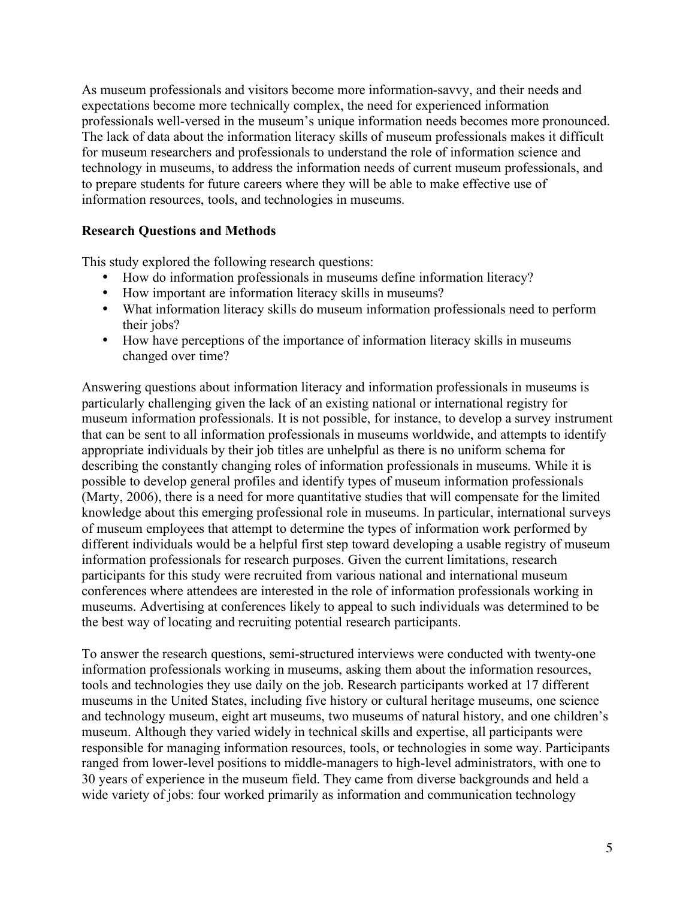As museum professionals and visitors become more information-savvy, and their needs and expectations become more technically complex, the need for experienced information professionals well-versed in the museum's unique information needs becomes more pronounced. The lack of data about the information literacy skills of museum professionals makes it difficult for museum researchers and professionals to understand the role of information science and technology in museums, to address the information needs of current museum professionals, and to prepare students for future careers where they will be able to make effective use of information resources, tools, and technologies in museums.

## Research Questions and Methods

This study explored the following research questions:

- How do information professionals in museums define information literacy?
- How important are information literacy skills in museums?
- What information literacy skills do museum information professionals need to perform their jobs?
- How have perceptions of the importance of information literacy skills in museums changed over time?

Answering questions about information literacy and information professionals in museums is particularly challenging given the lack of an existing national or international registry for museum information professionals. It is not possible, for instance, to develop a survey instrument that can be sent to all information professionals in museums worldwide, and attempts to identify appropriate individuals by their job titles are unhelpful as there is no uniform schema for describing the constantly changing roles of information professionals in museums. While it is possible to develop general profiles and identify types of museum information professionals (Marty, 2006), there is a need for more quantitative studies that will compensate for the limited knowledge about this emerging professional role in museums. In particular, international surveys of museum employees that attempt to determine the types of information work performed by different individuals would be a helpful first step toward developing a usable registry of museum information professionals for research purposes. Given the current limitations, research participants for this study were recruited from various national and international museum conferences where attendees are interested in the role of information professionals working in museums. Advertising at conferences likely to appeal to such individuals was determined to be the best way of locating and recruiting potential research participants.

To answer the research questions, semi-structured interviews were conducted with twenty-one information professionals working in museums, asking them about the information resources, tools and technologies they use daily on the job. Research participants worked at 17 different museums in the United States, including five history or cultural heritage museums, one science and technology museum, eight art museums, two museums of natural history, and one children's museum. Although they varied widely in technical skills and expertise, all participants were responsible for managing information resources, tools, or technologies in some way. Participants ranged from lower-level positions to middle-managers to high-level administrators, with one to 30 years of experience in the museum field. They came from diverse backgrounds and held a wide variety of jobs: four worked primarily as information and communication technology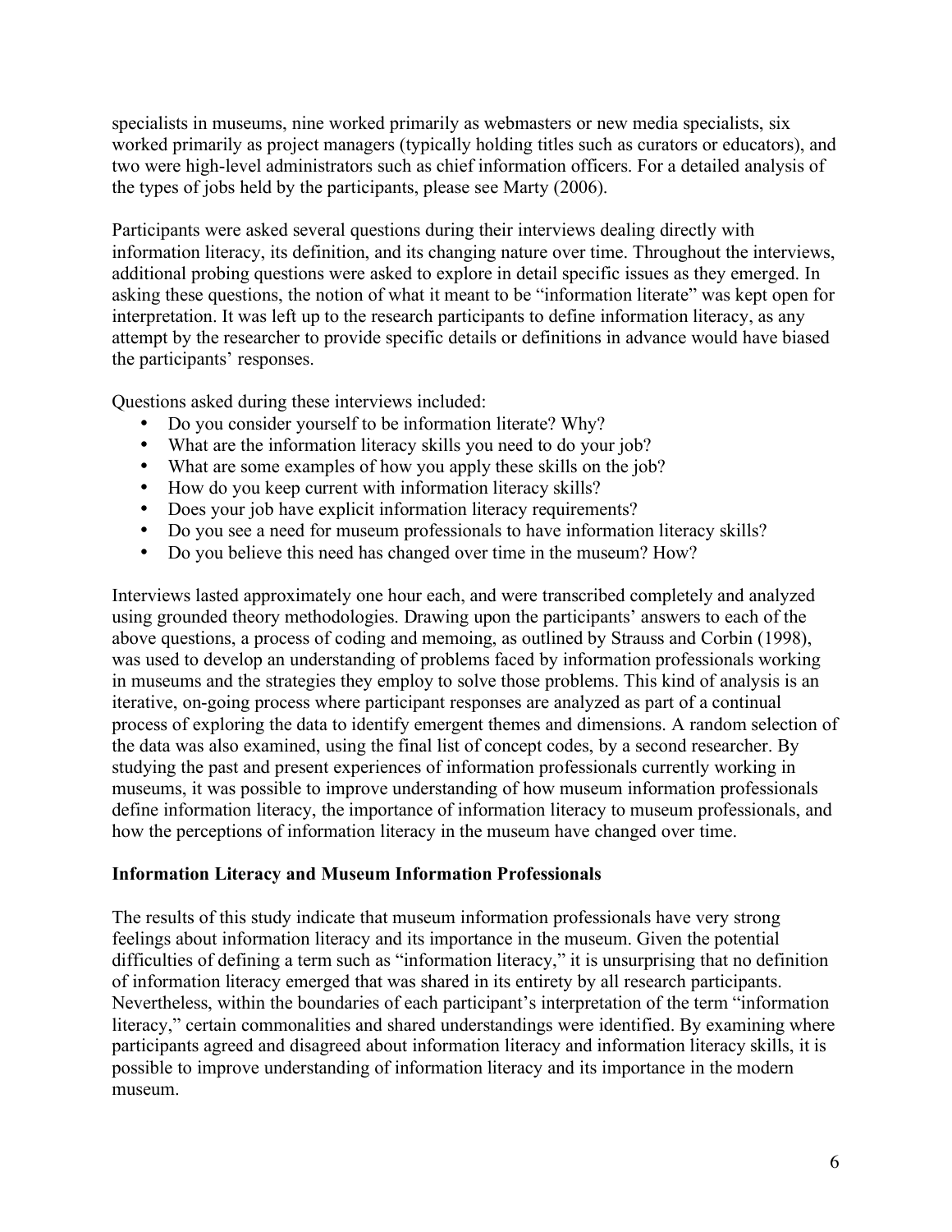specialists in museums, nine worked primarily as webmasters or new media specialists, six worked primarily as project managers (typically holding titles such as curators or educators), and two were high-level administrators such as chief information officers. For a detailed analysis of the types of jobs held by the participants, please see Marty (2006).

Participants were asked several questions during their interviews dealing directly with information literacy, its definition, and its changing nature over time. Throughout the interviews, additional probing questions were asked to explore in detail specific issues as they emerged. In asking these questions, the notion of what it meant to be "information literate" was kept open for interpretation. It was left up to the research participants to define information literacy, as any attempt by the researcher to provide specific details or definitions in advance would have biased the participants' responses.

Questions asked during these interviews included:

- Do you consider yourself to be information literate? Why?
- What are the information literacy skills you need to do your job?
- What are some examples of how you apply these skills on the job?
- How do you keep current with information literacy skills?
- Does your job have explicit information literacy requirements?
- Do you see a need for museum professionals to have information literacy skills?
- Do you believe this need has changed over time in the museum? How?

Interviews lasted approximately one hour each, and were transcribed completely and analyzed using grounded theory methodologies. Drawing upon the participants' answers to each of the above questions, a process of coding and memoing, as outlined by Strauss and Corbin (1998), was used to develop an understanding of problems faced by information professionals working in museums and the strategies they employ to solve those problems. This kind of analysis is an iterative, on-going process where participant responses are analyzed as part of a continual process of exploring the data to identify emergent themes and dimensions. A random selection of the data was also examined, using the final list of concept codes, by a second researcher. By studying the past and present experiences of information professionals currently working in museums, it was possible to improve understanding of how museum information professionals define information literacy, the importance of information literacy to museum professionals, and how the perceptions of information literacy in the museum have changed over time.

## Information Literacy and Museum Information Professionals

The results of this study indicate that museum information professionals have very strong feelings about information literacy and its importance in the museum. Given the potential difficulties of defining a term such as "information literacy," it is unsurprising that no definition of information literacy emerged that was shared in its entirety by all research participants. Nevertheless, within the boundaries of each participant's interpretation of the term "information literacy," certain commonalities and shared understandings were identified. By examining where participants agreed and disagreed about information literacy and information literacy skills, it is possible to improve understanding of information literacy and its importance in the modern museum.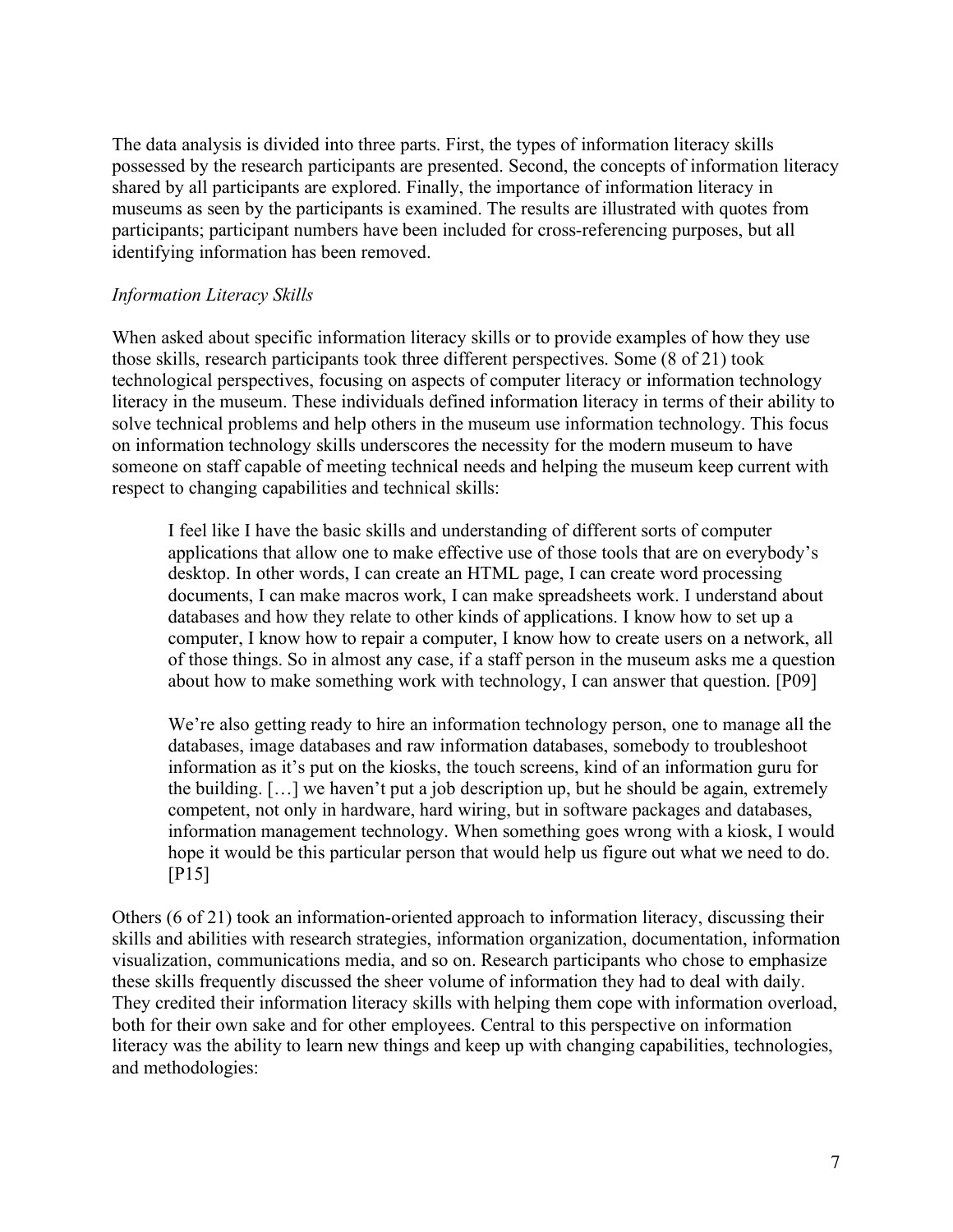The data analysis is divided into three parts. First, the types of information literacy skills possessed by the research participants are presented. Second, the concepts of information literacy shared by all participants are explored. Finally, the importance of information literacy in museums as seen by the participants is examined. The results are illustrated with quotes from participants; participant numbers have been included for cross-referencing purposes, but all identifying information has been removed.

*Information Literacy Skills*

When asked about specific information literacy skills or to provide examples of how they use those skills, research participants took three different perspectives. Some (8 of 21) took technological perspectives, focusing on aspects of computer literacy or information technology literacy in the museum. These individuals defined information literacy in terms of their ability to solve technical problems and help others in the museum use information technology. This focus on information technology skills underscores the necessity for the modern museum to have someone on staff capable of meeting technical needs and helping the museum keep current with respect to changing capabilities and technical skills:

> I feel like I have the basic skills and understanding of different sorts of computer applications that allow one to make effective use of those tools that are on everybody's desktop. In other words, I can create an HTML page, I can create word processing documents, I can make macros work, I can make spreadsheets work. I understand about databases and how they relate to other kinds of applications. I know how to set up a computer, I know how to repair a computer, I know how to create users on a network, all of those things. So in almost any case, if a staff person in the museum asks me a question about how to make something work with technology, I can answer that question. [P09]

> We're also getting ready to hire an information technology person, one to manage all the databases, image databases and raw information databases, somebody to troubleshoot information as it's put on the kiosks, the touch screens, kind of an information guru for the building. […] we haven't put a job description up, but he should be again, extremely competent, not only in hardware, hard wiring, but in software packages and databases, information management technology. When something goes wrong with a kiosk, I would hope it would be this particular person that would help us figure out what we need to do. [P15]

Others (6 of 21) took an information-oriented approach to information literacy, discussing their skills and abilities with research strategies, information organization, documentation, information visualization, communications media, and so on. Research participants who chose to emphasize these skills frequently discussed the sheer volume of information they had to deal with daily. They credited their information literacy skills with helping them cope with information overload, both for their own sake and for other employees. Central to this perspective on information literacy was the ability to learn new things and keep up with changing capabilities, technologies, and methodologies: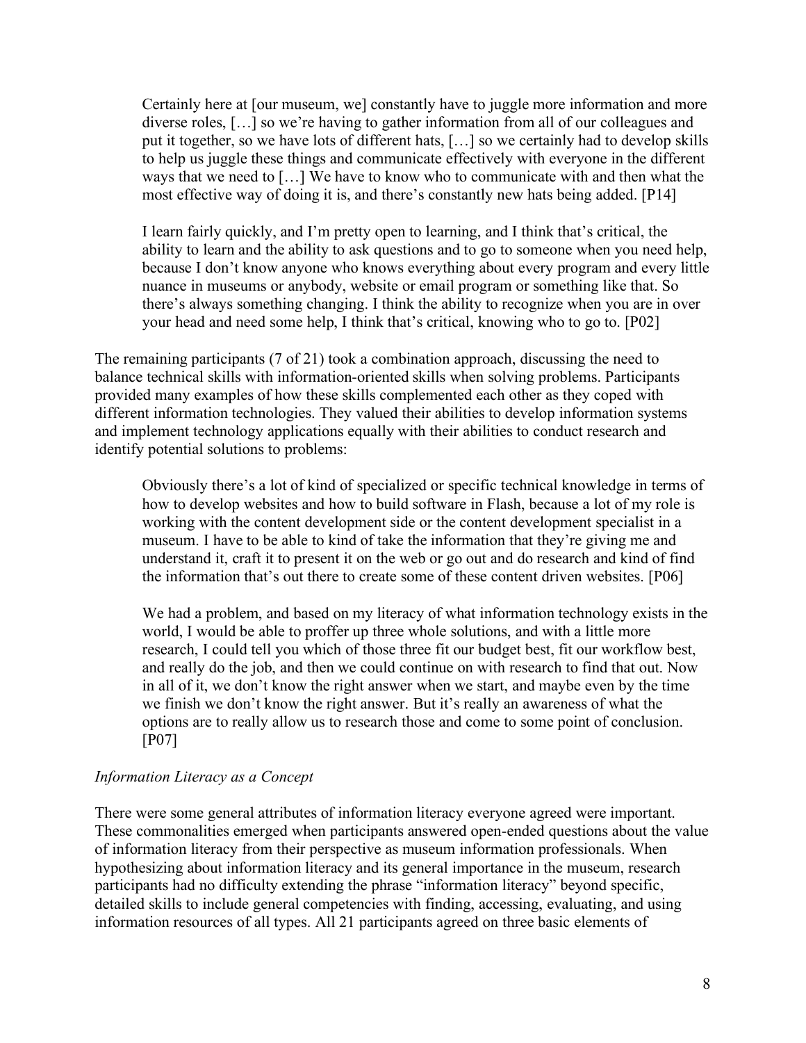> Certainly here at [our museum, we] constantly have to juggle more information and more diverse roles, […] so we're having to gather information from all of our colleagues and put it together, so we have lots of different hats, […] so we certainly had to develop skills to help us juggle these things and communicate effectively with everyone in the different ways that we need to […] We have to know who to communicate with and then what the most effective way of doing it is, and there's constantly new hats being added. [P14]

> I learn fairly quickly, and I'm pretty open to learning, and I think that's critical, the ability to learn and the ability to ask questions and to go to someone when you need help, because I don't know anyone who knows everything about every program and every little nuance in museums or anybody, website or email program or something like that. So there's always something changing. I think the ability to recognize when you are in over your head and need some help, I think that's critical, knowing who to go to. [P02]

The remaining participants (7 of 21) took a combination approach, discussing the need to balance technical skills with information-oriented skills when solving problems. Participants provided many examples of how these skills complemented each other as they coped with different information technologies. They valued their abilities to develop information systems and implement technology applications equally with their abilities to conduct research and identify potential solutions to problems:

> Obviously there's a lot of kind of specialized or specific technical knowledge in terms of how to develop websites and how to build software in Flash, because a lot of my role is working with the content development side or the content development specialist in a museum. I have to be able to kind of take the information that they're giving me and understand it, craft it to present it on the web or go out and do research and kind of find the information that's out there to create some of these content driven websites. [P06]

> We had a problem, and based on my literacy of what information technology exists in the world, I would be able to proffer up three whole solutions, and with a little more research, I could tell you which of those three fit our budget best, fit our workflow best, and really do the job, and then we could continue on with research to find that out. Now in all of it, we don't know the right answer when we start, and maybe even by the time we finish we don't know the right answer. But it's really an awareness of what the options are to really allow us to research those and come to some point of conclusion. [P07]

*Information Literacy as a Concept*

There were some general attributes of information literacy everyone agreed were important. These commonalities emerged when participants answered open-ended questions about the value of information literacy from their perspective as museum information professionals. When hypothesizing about information literacy and its general importance in the museum, research participants had no difficulty extending the phrase "information literacy" beyond specific, detailed skills to include general competencies with finding, accessing, evaluating, and using information resources of all types. All 21 participants agreed on three basic elements of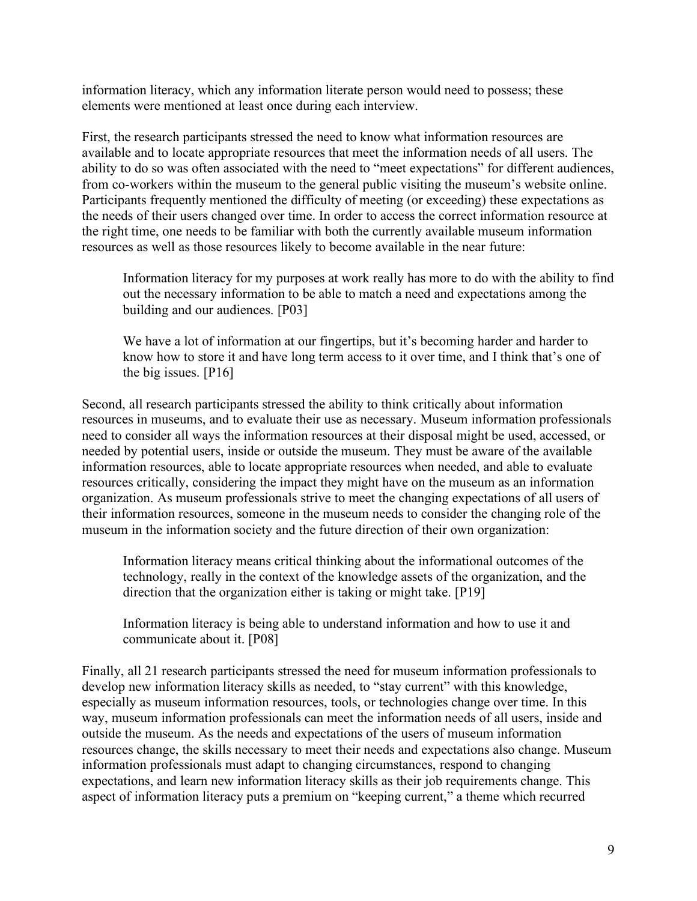information literacy, which any information literate person would need to possess; these elements were mentioned at least once during each interview.

First, the research participants stressed the need to know what information resources are available and to locate appropriate resources that meet the information needs of all users. The ability to do so was often associated with the need to "meet expectations" for different audiences, from co-workers within the museum to the general public visiting the museum's website online. Participants frequently mentioned the difficulty of meeting (or exceeding) these expectations as the needs of their users changed over time. In order to access the correct information resource at the right time, one needs to be familiar with both the currently available museum information resources as well as those resources likely to become available in the near future:

> Information literacy for my purposes at work really has more to do with the ability to find out the necessary information to be able to match a need and expectations among the building and our audiences. [P03]

> We have a lot of information at our fingertips, but it's becoming harder and harder to know how to store it and have long term access to it over time, and I think that's one of the big issues. [P16]

Second, all research participants stressed the ability to think critically about information resources in museums, and to evaluate their use as necessary. Museum information professionals need to consider all ways the information resources at their disposal might be used, accessed, or needed by potential users, inside or outside the museum. They must be aware of the available information resources, able to locate appropriate resources when needed, and able to evaluate resources critically, considering the impact they might have on the museum as an information organization. As museum professionals strive to meet the changing expectations of all users of their information resources, someone in the museum needs to consider the changing role of the museum in the information society and the future direction of their own organization:

> Information literacy means critical thinking about the informational outcomes of the technology, really in the context of the knowledge assets of the organization, and the direction that the organization either is taking or might take. [P19]

> Information literacy is being able to understand information and how to use it and communicate about it. [P08]

Finally, all 21 research participants stressed the need for museum information professionals to develop new information literacy skills as needed, to "stay current" with this knowledge, especially as museum information resources, tools, or technologies change over time. In this way, museum information professionals can meet the information needs of all users, inside and outside the museum. As the needs and expectations of the users of museum information resources change, the skills necessary to meet their needs and expectations also change. Museum information professionals must adapt to changing circumstances, respond to changing expectations, and learn new information literacy skills as their job requirements change. This aspect of information literacy puts a premium on "keeping current," a theme which recurred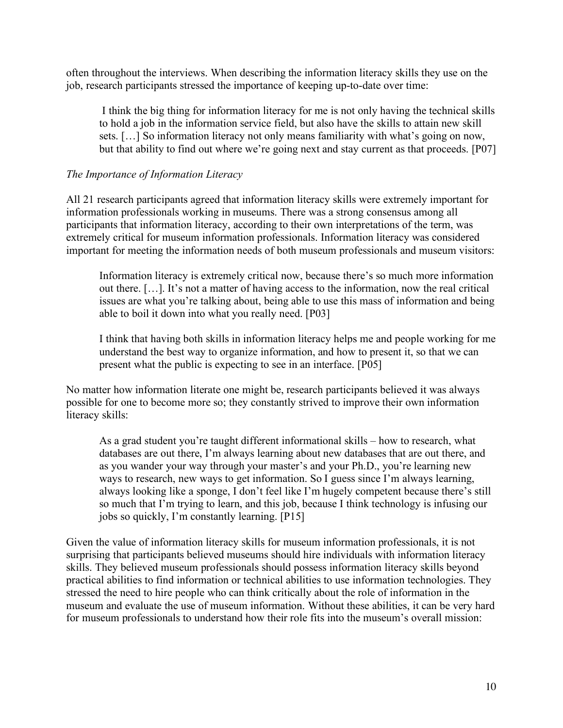often throughout the interviews. When describing the information literacy skills they use on the job, research participants stressed the importance of keeping up-to-date over time:

> I think the big thing for information literacy for me is not only having the technical skills to hold a job in the information service field, but also have the skills to attain new skill sets. […] So information literacy not only means familiarity with what's going on now, but that ability to find out where we're going next and stay current as that proceeds. [P07]

*The Importance of Information Literacy*

All 21 research participants agreed that information literacy skills were extremely important for information professionals working in museums. There was a strong consensus among all participants that information literacy, according to their own interpretations of the term, was extremely critical for museum information professionals. Information literacy was considered important for meeting the information needs of both museum professionals and museum visitors:

> Information literacy is extremely critical now, because there's so much more information out there. […]. It's not a matter of having access to the information, now the real critical issues are what you're talking about, being able to use this mass of information and being able to boil it down into what you really need. [P03]

> I think that having both skills in information literacy helps me and people working for me understand the best way to organize information, and how to present it, so that we can present what the public is expecting to see in an interface. [P05]

No matter how information literate one might be, research participants believed it was always possible for one to become more so; they constantly strived to improve their own information literacy skills:

> As a grad student you're taught different informational skills – how to research, what databases are out there, I'm always learning about new databases that are out there, and as you wander your way through your master's and your Ph.D., you're learning new ways to research, new ways to get information. So I guess since I'm always learning, always looking like a sponge, I don't feel like I'm hugely competent because there's still so much that I'm trying to learn, and this job, because I think technology is infusing our jobs so quickly, I'm constantly learning. [P15]

Given the value of information literacy skills for museum information professionals, it is not surprising that participants believed museums should hire individuals with information literacy skills. They believed museum professionals should possess information literacy skills beyond practical abilities to find information or technical abilities to use information technologies. They stressed the need to hire people who can think critically about the role of information in the museum and evaluate the use of museum information. Without these abilities, it can be very hard for museum professionals to understand how their role fits into the museum's overall mission: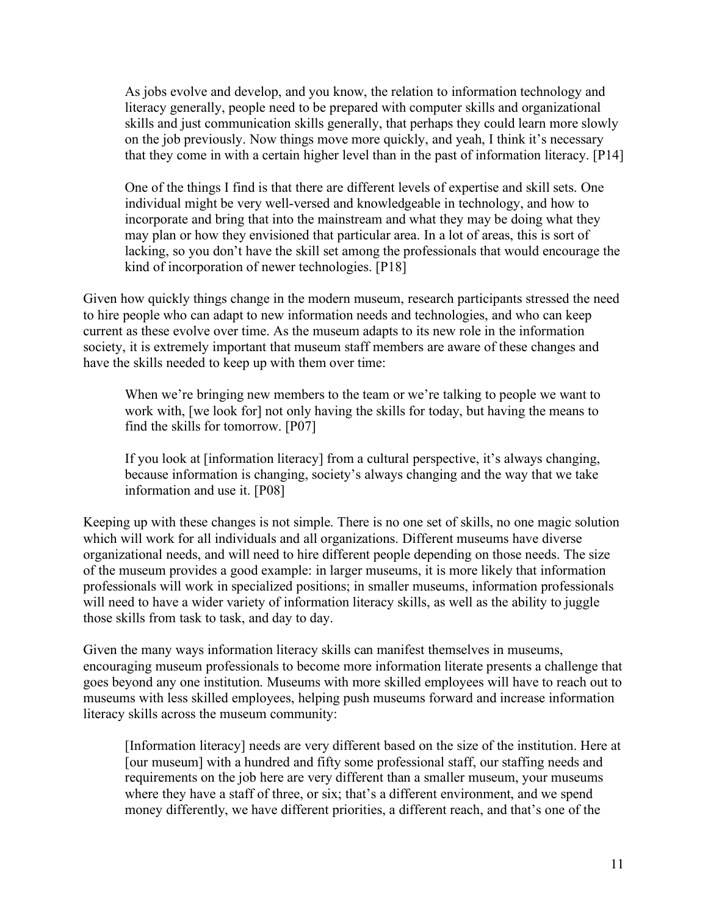> As jobs evolve and develop, and you know, the relation to information technology and literacy generally, people need to be prepared with computer skills and organizational skills and just communication skills generally, that perhaps they could learn more slowly on the job previously. Now things move more quickly, and yeah, I think it's necessary that they come in with a certain higher level than in the past of information literacy. [P14]

> One of the things I find is that there are different levels of expertise and skill sets. One individual might be very well-versed and knowledgeable in technology, and how to incorporate and bring that into the mainstream and what they may be doing what they may plan or how they envisioned that particular area. In a lot of areas, this is sort of lacking, so you don't have the skill set among the professionals that would encourage the kind of incorporation of newer technologies. [P18]

Given how quickly things change in the modern museum, research participants stressed the need to hire people who can adapt to new information needs and technologies, and who can keep current as these evolve over time. As the museum adapts to its new role in the information society, it is extremely important that museum staff members are aware of these changes and have the skills needed to keep up with them over time:

> When we're bringing new members to the team or we're talking to people we want to work with, [we look for] not only having the skills for today, but having the means to find the skills for tomorrow. [P07]

> If you look at [information literacy] from a cultural perspective, it's always changing, because information is changing, society's always changing and the way that we take information and use it. [P08]

Keeping up with these changes is not simple. There is no one set of skills, no one magic solution which will work for all individuals and all organizations. Different museums have diverse organizational needs, and will need to hire different people depending on those needs. The size of the museum provides a good example: in larger museums, it is more likely that information professionals will work in specialized positions; in smaller museums, information professionals will need to have a wider variety of information literacy skills, as well as the ability to juggle those skills from task to task, and day to day.

Given the many ways information literacy skills can manifest themselves in museums, encouraging museum professionals to become more information literate presents a challenge that goes beyond any one institution. Museums with more skilled employees will have to reach out to museums with less skilled employees, helping push museums forward and increase information literacy skills across the museum community:

> [Information literacy] needs are very different based on the size of the institution. Here at [our museum] with a hundred and fifty some professional staff, our staffing needs and requirements on the job here are very different than a smaller museum, your museums where they have a staff of three, or six; that's a different environment, and we spend money differently, we have different priorities, a different reach, and that's one of the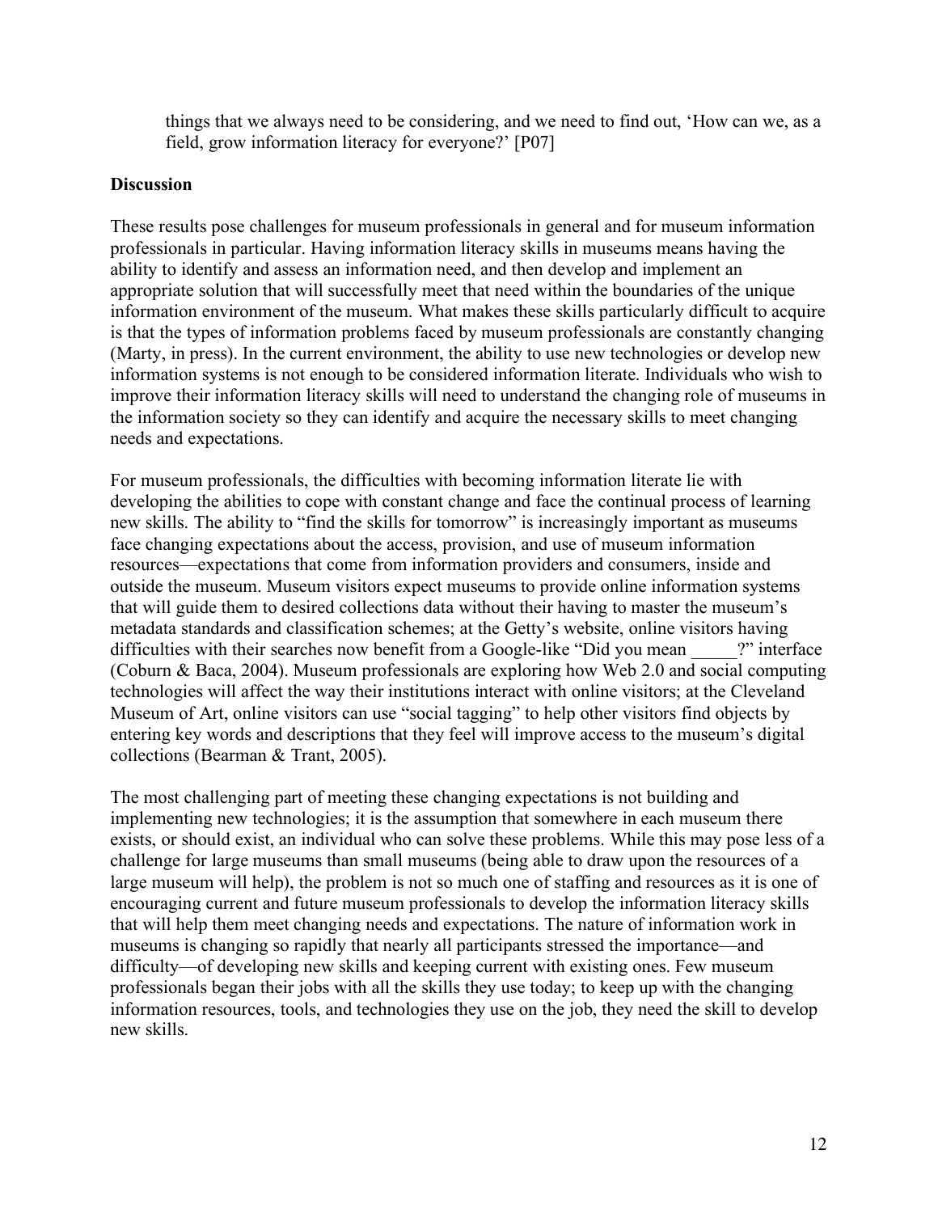> things that we always need to be considering, and we need to find out, 'How can we, as a field, grow information literacy for everyone?' [P07]

**Discussion**

These results pose challenges for museum professionals in general and for museum information professionals in particular. Having information literacy skills in museums means having the ability to identify and assess an information need, and then develop and implement an appropriate solution that will successfully meet that need within the boundaries of the unique information environment of the museum. What makes these skills particularly difficult to acquire is that the types of information problems faced by museum professionals are constantly changing (Marty, in press). In the current environment, the ability to use new technologies or develop new information systems is not enough to be considered information literate. Individuals who wish to improve their information literacy skills will need to understand the changing role of museums in the information society so they can identify and acquire the necessary skills to meet changing needs and expectations.

For museum professionals, the difficulties with becoming information literate lie with developing the abilities to cope with constant change and face the continual process of learning new skills. The ability to "find the skills for tomorrow" is increasingly important as museums face changing expectations about the access, provision, and use of museum information resources—expectations that come from information providers and consumers, inside and outside the museum. Museum visitors expect museums to provide online information systems that will guide them to desired collections data without their having to master the museum's metadata standards and classification schemes; at the Getty's website, online visitors having difficulties with their searches now benefit from a Google-like "Did you mean _____?" interface (Coburn & Baca, 2004). Museum professionals are exploring how Web 2.0 and social computing technologies will affect the way their institutions interact with online visitors; at the Cleveland Museum of Art, online visitors can use "social tagging" to help other visitors find objects by entering key words and descriptions that they feel will improve access to the museum's digital collections (Bearman & Trant, 2005).

The most challenging part of meeting these changing expectations is not building and implementing new technologies; it is the assumption that somewhere in each museum there exists, or should exist, an individual who can solve these problems. While this may pose less of a challenge for large museums than small museums (being able to draw upon the resources of a large museum will help), the problem is not so much one of staffing and resources as it is one of encouraging current and future museum professionals to develop the information literacy skills that will help them meet changing needs and expectations. The nature of information work in museums is changing so rapidly that nearly all participants stressed the importance—and difficulty—of developing new skills and keeping current with existing ones. Few museum professionals began their jobs with all the skills they use today; to keep up with the changing information resources, tools, and technologies they use on the job, they need the skill to develop new skills.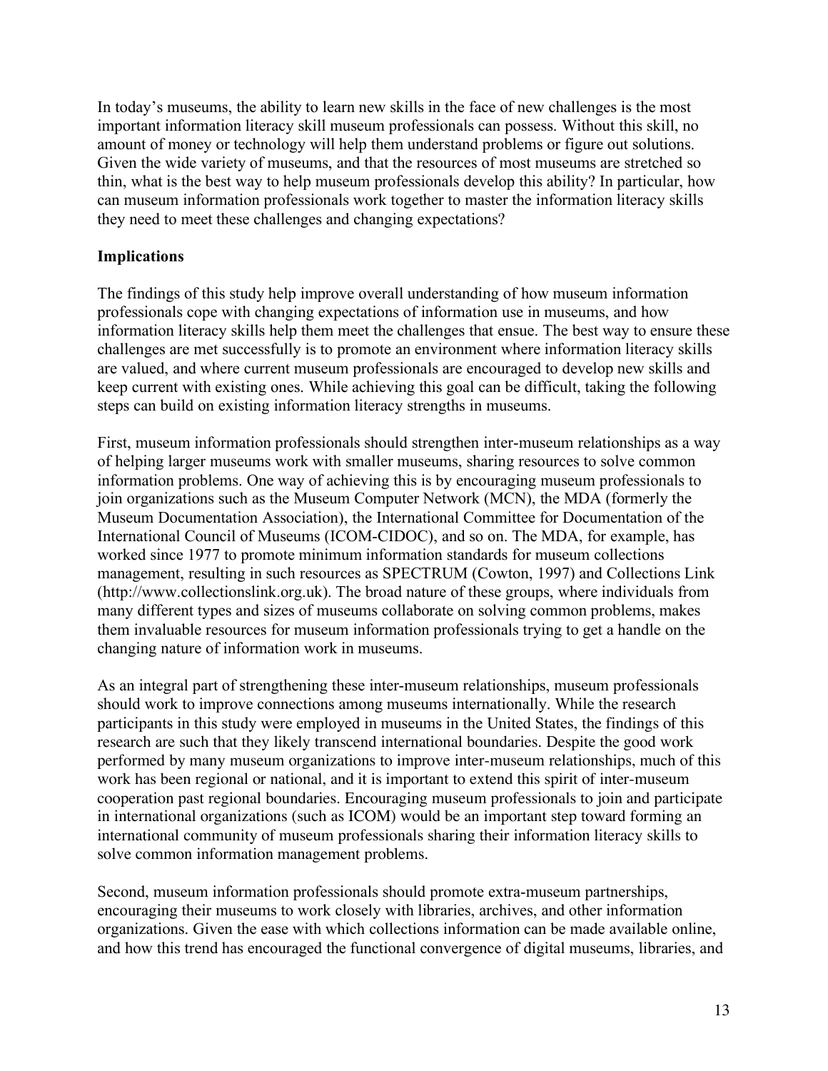In today's museums, the ability to learn new skills in the face of new challenges is the most important information literacy skill museum professionals can possess. Without this skill, no amount of money or technology will help them understand problems or figure out solutions. Given the wide variety of museums, and that the resources of most museums are stretched so thin, what is the best way to help museum professionals develop this ability? In particular, how can museum information professionals work together to master the information literacy skills they need to meet these challenges and changing expectations?

**Implications**

The findings of this study help improve overall understanding of how museum information professionals cope with changing expectations of information use in museums, and how information literacy skills help them meet the challenges that ensue. The best way to ensure these challenges are met successfully is to promote an environment where information literacy skills are valued, and where current museum professionals are encouraged to develop new skills and keep current with existing ones. While achieving this goal can be difficult, taking the following steps can build on existing information literacy strengths in museums.

First, museum information professionals should strengthen inter-museum relationships as a way of helping larger museums work with smaller museums, sharing resources to solve common information problems. One way of achieving this is by encouraging museum professionals to join organizations such as the Museum Computer Network (MCN), the MDA (formerly the Museum Documentation Association), the International Committee for Documentation of the International Council of Museums (ICOM-CIDOC), and so on. The MDA, for example, has worked since 1977 to promote minimum information standards for museum collections management, resulting in such resources as SPECTRUM (Cowton, 1997) and Collections Link (http://www.collectionslink.org.uk). The broad nature of these groups, where individuals from many different types and sizes of museums collaborate on solving common problems, makes them invaluable resources for museum information professionals trying to get a handle on the changing nature of information work in museums.

As an integral part of strengthening these inter-museum relationships, museum professionals should work to improve connections among museums internationally. While the research participants in this study were employed in museums in the United States, the findings of this research are such that they likely transcend international boundaries. Despite the good work performed by many museum organizations to improve inter-museum relationships, much of this work has been regional or national, and it is important to extend this spirit of inter-museum cooperation past regional boundaries. Encouraging museum professionals to join and participate in international organizations (such as ICOM) would be an important step toward forming an international community of museum professionals sharing their information literacy skills to solve common information management problems.

Second, museum information professionals should promote extra-museum partnerships, encouraging their museums to work closely with libraries, archives, and other information organizations. Given the ease with which collections information can be made available online, and how this trend has encouraged the functional convergence of digital museums, libraries, and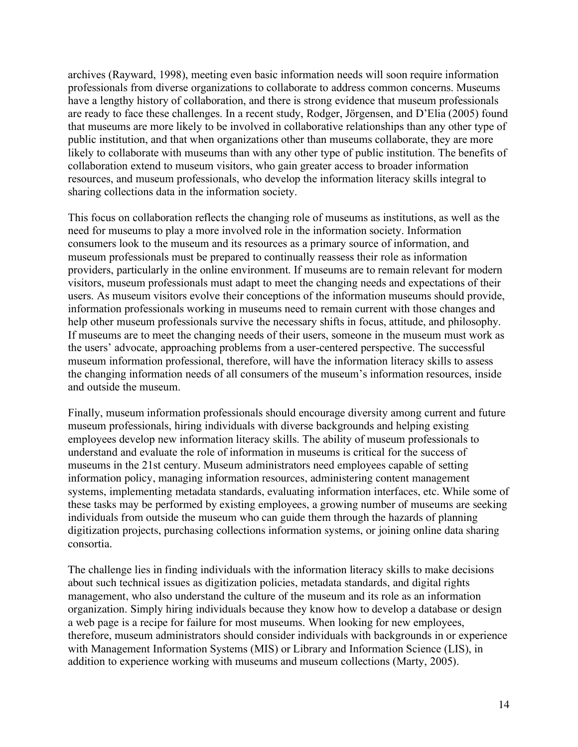archives (Rayward, 1998), meeting even basic information needs will soon require information professionals from diverse organizations to collaborate to address common concerns. Museums have a lengthy history of collaboration, and there is strong evidence that museum professionals are ready to face these challenges. In a recent study, Rodger, Jörgensen, and D'Elia (2005) found that museums are more likely to be involved in collaborative relationships than any other type of public institution, and that when organizations other than museums collaborate, they are more likely to collaborate with museums than with any other type of public institution. The benefits of collaboration extend to museum visitors, who gain greater access to broader information resources, and museum professionals, who develop the information literacy skills integral to sharing collections data in the information society.

This focus on collaboration reflects the changing role of museums as institutions, as well as the need for museums to play a more involved role in the information society. Information consumers look to the museum and its resources as a primary source of information, and museum professionals must be prepared to continually reassess their role as information providers, particularly in the online environment. If museums are to remain relevant for modern visitors, museum professionals must adapt to meet the changing needs and expectations of their users. As museum visitors evolve their conceptions of the information museums should provide, information professionals working in museums need to remain current with those changes and help other museum professionals survive the necessary shifts in focus, attitude, and philosophy. If museums are to meet the changing needs of their users, someone in the museum must work as the users' advocate, approaching problems from a user-centered perspective. The successful museum information professional, therefore, will have the information literacy skills to assess the changing information needs of all consumers of the museum's information resources, inside and outside the museum.

Finally, museum information professionals should encourage diversity among current and future museum professionals, hiring individuals with diverse backgrounds and helping existing employees develop new information literacy skills. The ability of museum professionals to understand and evaluate the role of information in museums is critical for the success of museums in the 21st century. Museum administrators need employees capable of setting information policy, managing information resources, administering content management systems, implementing metadata standards, evaluating information interfaces, etc. While some of these tasks may be performed by existing employees, a growing number of museums are seeking individuals from outside the museum who can guide them through the hazards of planning digitization projects, purchasing collections information systems, or joining online data sharing consortia.

The challenge lies in finding individuals with the information literacy skills to make decisions about such technical issues as digitization policies, metadata standards, and digital rights management, who also understand the culture of the museum and its role as an information organization. Simply hiring individuals because they know how to develop a database or design a web page is a recipe for failure for most museums. When looking for new employees, therefore, museum administrators should consider individuals with backgrounds in or experience with Management Information Systems (MIS) or Library and Information Science (LIS), in addition to experience working with museums and museum collections (Marty, 2005).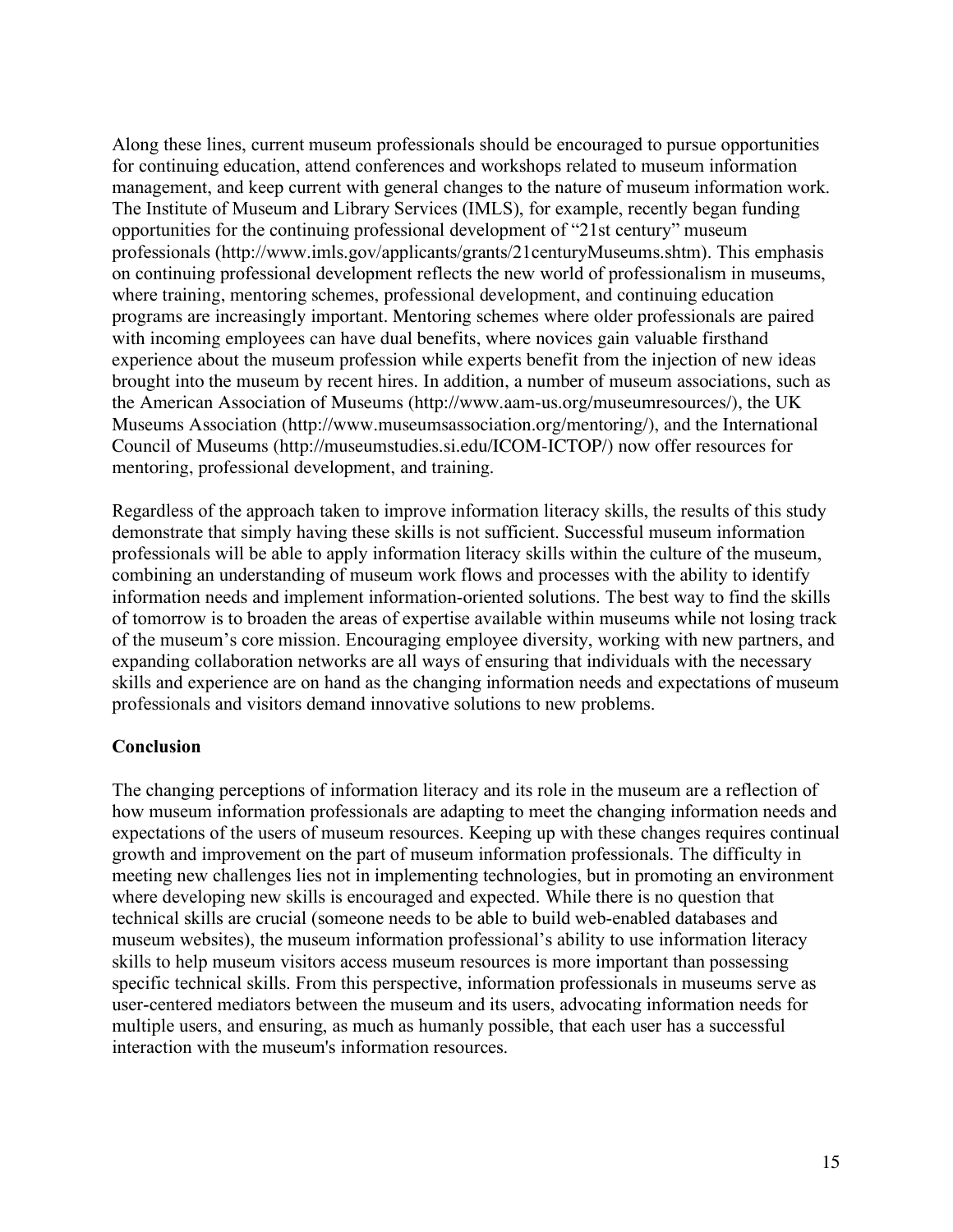Along these lines, current museum professionals should be encouraged to pursue opportunities for continuing education, attend conferences and workshops related to museum information management, and keep current with general changes to the nature of museum information work. The Institute of Museum and Library Services (IMLS), for example, recently began funding opportunities for the continuing professional development of “21st century” museum professionals (http://www.imls.gov/applicants/grants/21centuryMuseums.shtm). This emphasis on continuing professional development reflects the new world of professionalism in museums, where training, mentoring schemes, professional development, and continuing education programs are increasingly important. Mentoring schemes where older professionals are paired with incoming employees can have dual benefits, where novices gain valuable firsthand experience about the museum profession while experts benefit from the injection of new ideas brought into the museum by recent hires. In addition, a number of museum associations, such as the American Association of Museums (http://www.aam-us.org/museumresources/), the UK Museums Association (http://www.museumsassociation.org/mentoring/), and the International Council of Museums (http://museumstudies.si.edu/ICOM-ICTOP/) now offer resources for mentoring, professional development, and training.

Regardless of the approach taken to improve information literacy skills, the results of this study demonstrate that simply having these skills is not sufficient. Successful museum information professionals will be able to apply information literacy skills within the culture of the museum, combining an understanding of museum work flows and processes with the ability to identify information needs and implement information-oriented solutions. The best way to find the skills of tomorrow is to broaden the areas of expertise available within museums while not losing track of the museum’s core mission. Encouraging employee diversity, working with new partners, and expanding collaboration networks are all ways of ensuring that individuals with the necessary skills and experience are on hand as the changing information needs and expectations of museum professionals and visitors demand innovative solutions to new problems.

## Conclusion

The changing perceptions of information literacy and its role in the museum are a reflection of how museum information professionals are adapting to meet the changing information needs and expectations of the users of museum resources. Keeping up with these changes requires continual growth and improvement on the part of museum information professionals. The difficulty in meeting new challenges lies not in implementing technologies, but in promoting an environment where developing new skills is encouraged and expected. While there is no question that technical skills are crucial (someone needs to be able to build web-enabled databases and museum websites), the museum information professional’s ability to use information literacy skills to help museum visitors access museum resources is more important than possessing specific technical skills. From this perspective, information professionals in museums serve as user-centered mediators between the museum and its users, advocating information needs for multiple users, and ensuring, as much as humanly possible, that each user has a successful interaction with the museum's information resources.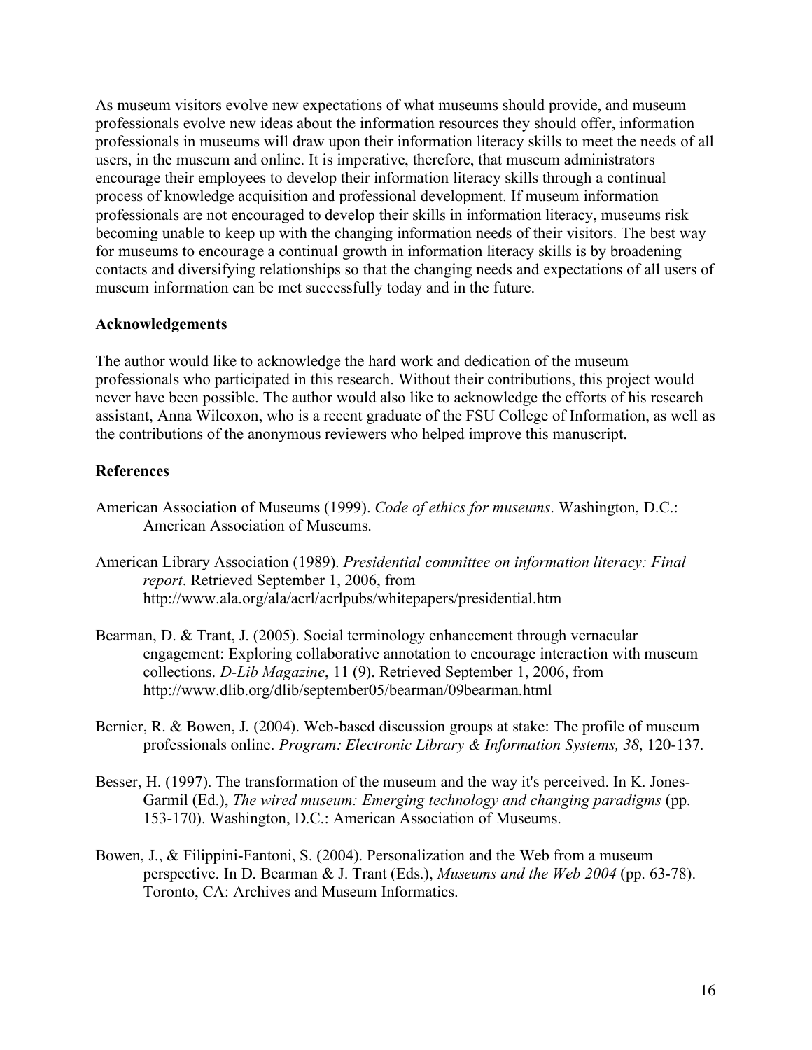As museum visitors evolve new expectations of what museums should provide, and museum professionals evolve new ideas about the information resources they should offer, information professionals in museums will draw upon their information literacy skills to meet the needs of all users, in the museum and online. It is imperative, therefore, that museum administrators encourage their employees to develop their information literacy skills through a continual process of knowledge acquisition and professional development. If museum information professionals are not encouraged to develop their skills in information literacy, museums risk becoming unable to keep up with the changing information needs of their visitors. The best way for museums to encourage a continual growth in information literacy skills is by broadening contacts and diversifying relationships so that the changing needs and expectations of all users of museum information can be met successfully today and in the future.

**Acknowledgements**

The author would like to acknowledge the hard work and dedication of the museum professionals who participated in this research. Without their contributions, this project would never have been possible. The author would also like to acknowledge the efforts of his research assistant, Anna Wilcoxon, who is a recent graduate of the FSU College of Information, as well as the contributions of the anonymous reviewers who helped improve this manuscript.

**References**

American Association of Museums (1999). *Code of ethics for museums*. Washington, D.C.: American Association of Museums.

American Library Association (1989). *Presidential committee on information literacy: Final report*. Retrieved September 1, 2006, from http://www.ala.org/ala/acrl/acrlpubs/whitepapers/presidential.htm

Bearman, D. & Trant, J. (2005). Social terminology enhancement through vernacular engagement: Exploring collaborative annotation to encourage interaction with museum collections. *D-Lib Magazine*, 11 (9). Retrieved September 1, 2006, from http://www.dlib.org/dlib/september05/bearman/09bearman.html

Bernier, R. & Bowen, J. (2004). Web-based discussion groups at stake: The profile of museum professionals online. *Program: Electronic Library & Information Systems, 38*, 120-137.

Besser, H. (1997). The transformation of the museum and the way it's perceived. In K. Jones-Garmil (Ed.), *The wired museum: Emerging technology and changing paradigms* (pp. 153-170). Washington, D.C.: American Association of Museums.

Bowen, J., & Filippini-Fantoni, S. (2004). Personalization and the Web from a museum perspective. In D. Bearman & J. Trant (Eds.), *Museums and the Web 2004* (pp. 63-78). Toronto, CA: Archives and Museum Informatics.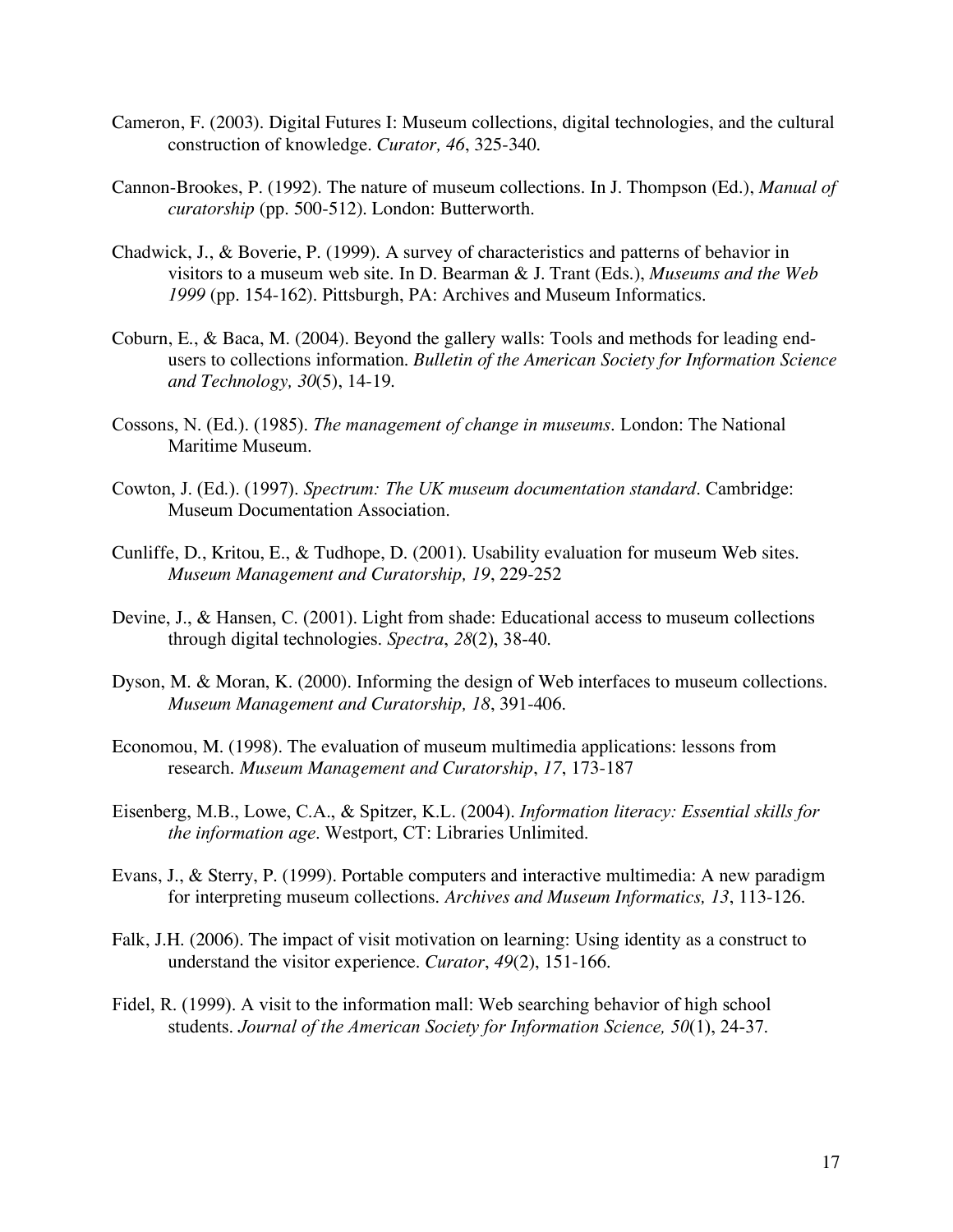Cameron, F. (2003). Digital Futures I: Museum collections, digital technologies, and the cultural construction of knowledge. *Curator, 46*, 325-340.

Cannon-Brookes, P. (1992). The nature of museum collections. In J. Thompson (Ed.), *Manual of curatorship* (pp. 500-512). London: Butterworth.

Chadwick, J., & Boverie, P. (1999). A survey of characteristics and patterns of behavior in visitors to a museum web site. In D. Bearman & J. Trant (Eds.), *Museums and the Web 1999* (pp. 154-162). Pittsburgh, PA: Archives and Museum Informatics.

Coburn, E., & Baca, M. (2004). Beyond the gallery walls: Tools and methods for leading end-users to collections information. *Bulletin of the American Society for Information Science and Technology, 30*(5), 14-19.

Cossons, N. (Ed.). (1985). *The management of change in museums*. London: The National Maritime Museum.

Cowton, J. (Ed.). (1997). *Spectrum: The UK museum documentation standard*. Cambridge: Museum Documentation Association.

Cunliffe, D., Kritou, E., & Tudhope, D. (2001). Usability evaluation for museum Web sites. *Museum Management and Curatorship, 19*, 229-252

Devine, J., & Hansen, C. (2001). Light from shade: Educational access to museum collections through digital technologies. *Spectra*, *28*(2), 38-40.

Dyson, M. & Moran, K. (2000). Informing the design of Web interfaces to museum collections. *Museum Management and Curatorship, 18*, 391-406.

Economou, M. (1998). The evaluation of museum multimedia applications: lessons from research. *Museum Management and Curatorship*, *17*, 173-187

Eisenberg, M.B., Lowe, C.A., & Spitzer, K.L. (2004). *Information literacy: Essential skills for the information age*. Westport, CT: Libraries Unlimited.

Evans, J., & Sterry, P. (1999). Portable computers and interactive multimedia: A new paradigm for interpreting museum collections. *Archives and Museum Informatics, 13*, 113-126.

Falk, J.H. (2006). The impact of visit motivation on learning: Using identity as a construct to understand the visitor experience. *Curator*, *49*(2), 151-166.

Fidel, R. (1999). A visit to the information mall: Web searching behavior of high school students. *Journal of the American Society for Information Science, 50*(1), 24-37.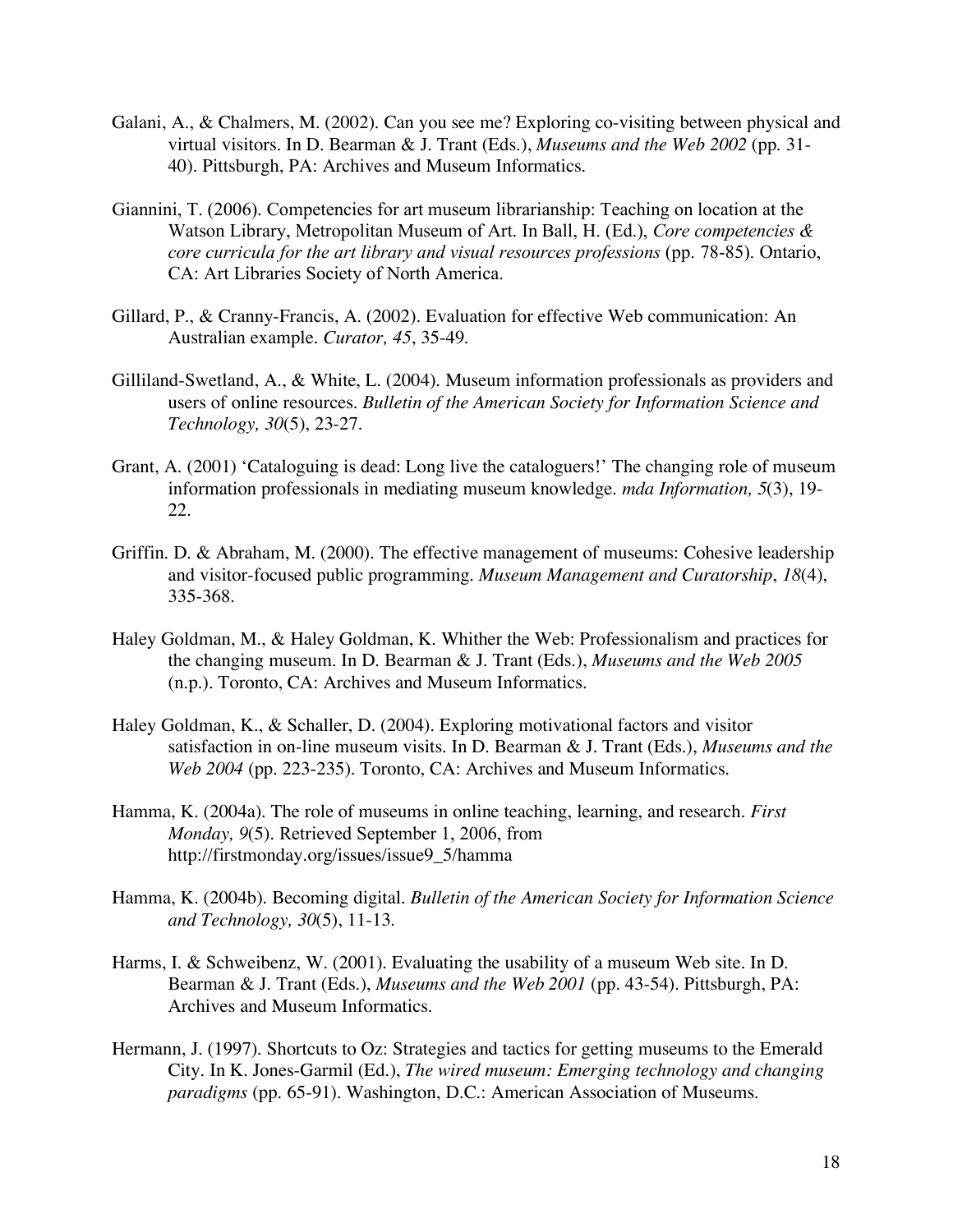Galani, A., & Chalmers, M. (2002). Can you see me? Exploring co-visiting between physical and virtual visitors. In D. Bearman & J. Trant (Eds.), *Museums and the Web 2002* (pp. 31-40). Pittsburgh, PA: Archives and Museum Informatics.

Giannini, T. (2006). Competencies for art museum librarianship: Teaching on location at the Watson Library, Metropolitan Museum of Art. In Ball, H. (Ed.), *Core competencies & core curricula for the art library and visual resources professions* (pp. 78-85). Ontario, CA: Art Libraries Society of North America.

Gillard, P., & Cranny-Francis, A. (2002). Evaluation for effective Web communication: An Australian example. *Curator, 45*, 35-49.

Gilliland-Swetland, A., & White, L. (2004). Museum information professionals as providers and users of online resources. *Bulletin of the American Society for Information Science and Technology, 30*(5), 23-27.

Grant, A. (2001) 'Cataloguing is dead: Long live the cataloguers!' The changing role of museum information professionals in mediating museum knowledge. *mda Information, 5*(3), 19-22.

Griffin. D. & Abraham, M. (2000). The effective management of museums: Cohesive leadership and visitor-focused public programming. *Museum Management and Curatorship*, *18*(4), 335-368.

Haley Goldman, M., & Haley Goldman, K. Whither the Web: Professionalism and practices for the changing museum. In D. Bearman & J. Trant (Eds.), *Museums and the Web 2005* (n.p.). Toronto, CA: Archives and Museum Informatics.

Haley Goldman, K., & Schaller, D. (2004). Exploring motivational factors and visitor satisfaction in on-line museum visits. In D. Bearman & J. Trant (Eds.), *Museums and the Web 2004* (pp. 223-235). Toronto, CA: Archives and Museum Informatics.

Hamma, K. (2004a). The role of museums in online teaching, learning, and research. *First Monday, 9*(5). Retrieved September 1, 2006, from http://firstmonday.org/issues/issue9_5/hamma

Hamma, K. (2004b). Becoming digital. *Bulletin of the American Society for Information Science and Technology, 30*(5), 11-13.

Harms, I. & Schweibenz, W. (2001). Evaluating the usability of a museum Web site. In D. Bearman & J. Trant (Eds.), *Museums and the Web 2001* (pp. 43-54). Pittsburgh, PA: Archives and Museum Informatics.

Hermann, J. (1997). Shortcuts to Oz: Strategies and tactics for getting museums to the Emerald City. In K. Jones-Garmil (Ed.), *The wired museum: Emerging technology and changing paradigms* (pp. 65-91). Washington, D.C.: American Association of Museums.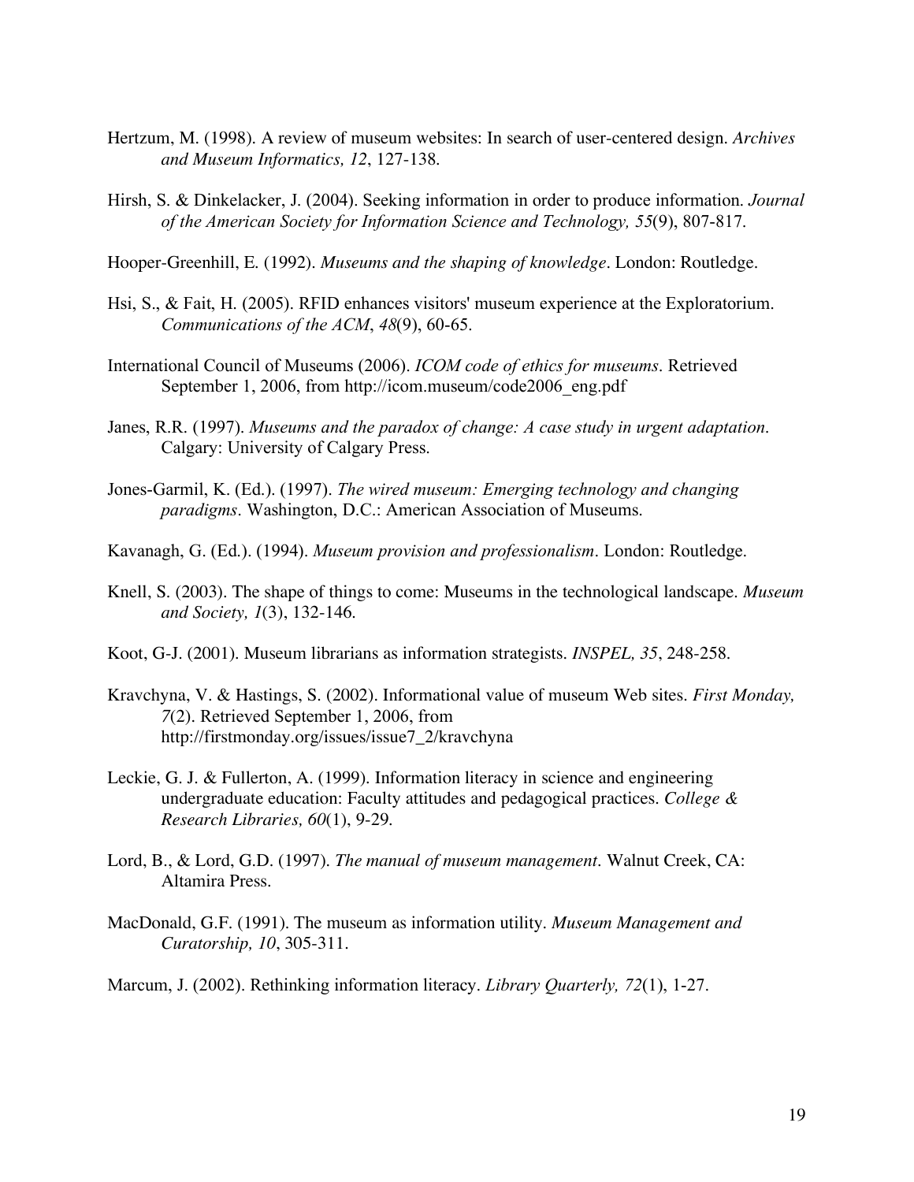Hertzum, M. (1998). A review of museum websites: In search of user-centered design. *Archives and Museum Informatics, 12*, 127-138.

Hirsh, S. & Dinkelacker, J. (2004). Seeking information in order to produce information. *Journal of the American Society for Information Science and Technology, 55*(9), 807-817.

Hooper-Greenhill, E. (1992). *Museums and the shaping of knowledge*. London: Routledge.

Hsi, S., & Fait, H. (2005). RFID enhances visitors' museum experience at the Exploratorium. *Communications of the ACM*, *48*(9), 60-65.

International Council of Museums (2006). *ICOM code of ethics for museums*. Retrieved September 1, 2006, from http://icom.museum/code2006_eng.pdf

Janes, R.R. (1997). *Museums and the paradox of change: A case study in urgent adaptation*. Calgary: University of Calgary Press.

Jones-Garmil, K. (Ed.). (1997). *The wired museum: Emerging technology and changing paradigms*. Washington, D.C.: American Association of Museums.

Kavanagh, G. (Ed.). (1994). *Museum provision and professionalism*. London: Routledge.

Knell, S. (2003). The shape of things to come: Museums in the technological landscape. *Museum and Society, 1*(3), 132-146.

Koot, G-J. (2001). Museum librarians as information strategists. *INSPEL, 35*, 248-258.

Kravchyna, V. & Hastings, S. (2002). Informational value of museum Web sites. *First Monday, 7*(2). Retrieved September 1, 2006, from http://firstmonday.org/issues/issue7_2/kravchyna

Leckie, G. J. & Fullerton, A. (1999). Information literacy in science and engineering undergraduate education: Faculty attitudes and pedagogical practices. *College & Research Libraries, 60*(1), 9-29.

Lord, B., & Lord, G.D. (1997). *The manual of museum management*. Walnut Creek, CA: Altamira Press.

MacDonald, G.F. (1991). The museum as information utility. *Museum Management and Curatorship, 10*, 305-311.

Marcum, J. (2002). Rethinking information literacy. *Library Quarterly, 72*(1), 1-27.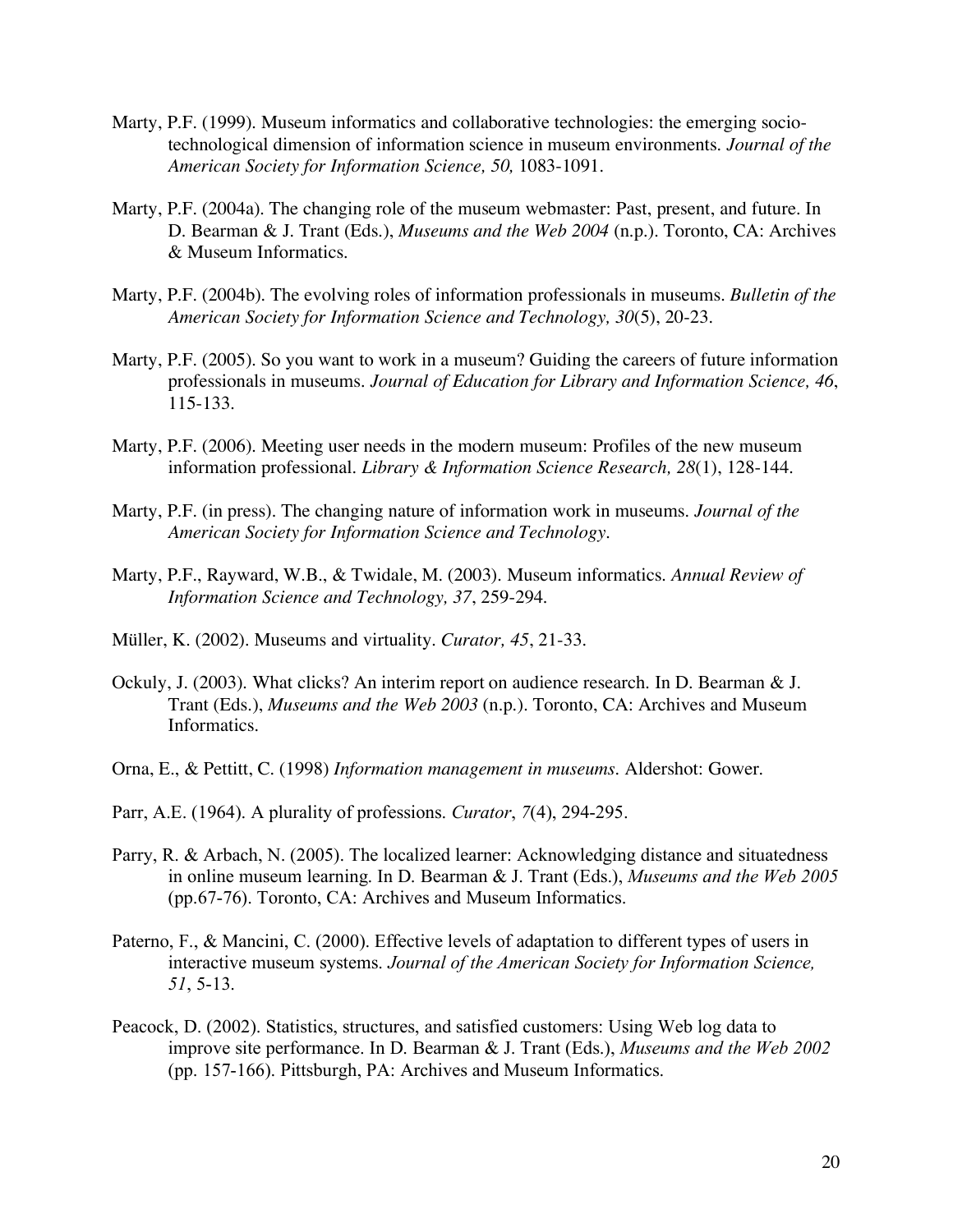Marty, P.F. (1999). Museum informatics and collaborative technologies: the emerging socio-technological dimension of information science in museum environments. *Journal of the American Society for Information Science, 50,* 1083-1091.

Marty, P.F. (2004a). The changing role of the museum webmaster: Past, present, and future. In D. Bearman & J. Trant (Eds.), *Museums and the Web 2004* (n.p.). Toronto, CA: Archives & Museum Informatics.

Marty, P.F. (2004b). The evolving roles of information professionals in museums. *Bulletin of the American Society for Information Science and Technology, 30*(5), 20-23.

Marty, P.F. (2005). So you want to work in a museum? Guiding the careers of future information professionals in museums. *Journal of Education for Library and Information Science, 46*, 115-133.

Marty, P.F. (2006). Meeting user needs in the modern museum: Profiles of the new museum information professional. *Library & Information Science Research, 28*(1), 128-144.

Marty, P.F. (in press). The changing nature of information work in museums. *Journal of the American Society for Information Science and Technology*.

Marty, P.F., Rayward, W.B., & Twidale, M. (2003). Museum informatics. *Annual Review of Information Science and Technology, 37*, 259-294.

Müller, K. (2002). Museums and virtuality. *Curator, 45*, 21-33.

Ockuly, J. (2003). What clicks? An interim report on audience research. In D. Bearman & J. Trant (Eds.), *Museums and the Web 2003* (n.p.). Toronto, CA: Archives and Museum Informatics.

Orna, E., & Pettitt, C. (1998) *Information management in museums*. Aldershot: Gower.

Parr, A.E. (1964). A plurality of professions. *Curator*, *7*(4), 294-295.

Parry, R. & Arbach, N. (2005). The localized learner: Acknowledging distance and situatedness in online museum learning. In D. Bearman & J. Trant (Eds.), *Museums and the Web 2005* (pp.67-76). Toronto, CA: Archives and Museum Informatics.

Paterno, F., & Mancini, C. (2000). Effective levels of adaptation to different types of users in interactive museum systems. *Journal of the American Society for Information Science, 51*, 5-13.

Peacock, D. (2002). Statistics, structures, and satisfied customers: Using Web log data to improve site performance. In D. Bearman & J. Trant (Eds.), *Museums and the Web 2002* (pp. 157-166). Pittsburgh, PA: Archives and Museum Informatics.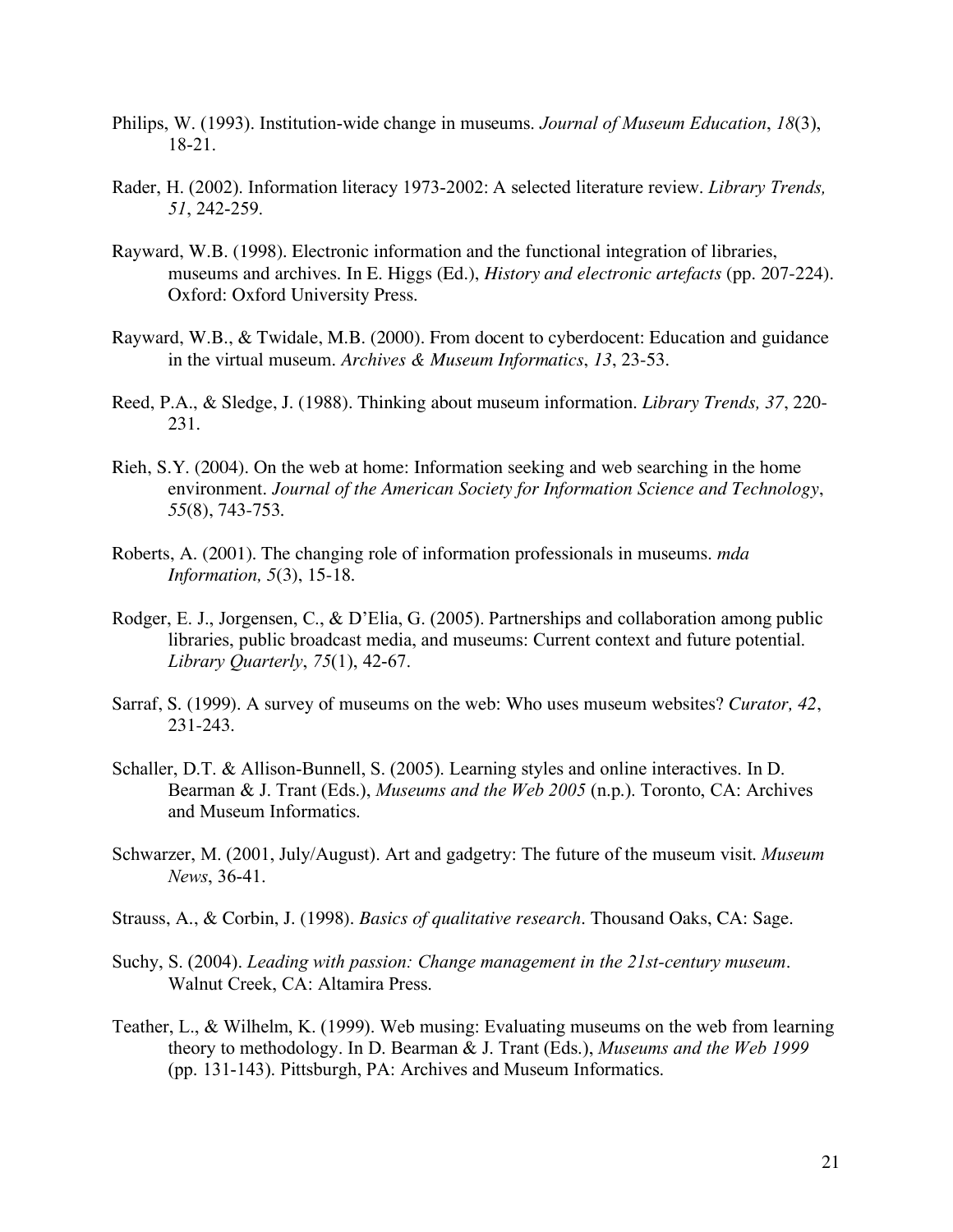Philips, W. (1993). Institution-wide change in museums. *Journal of Museum Education*, *18*(3), 18-21.

Rader, H. (2002). Information literacy 1973-2002: A selected literature review. *Library Trends, 51*, 242-259.

Rayward, W.B. (1998). Electronic information and the functional integration of libraries, museums and archives. In E. Higgs (Ed.), *History and electronic artefacts* (pp. 207-224). Oxford: Oxford University Press.

Rayward, W.B., & Twidale, M.B. (2000). From docent to cyberdocent: Education and guidance in the virtual museum. *Archives & Museum Informatics*, *13*, 23-53.

Reed, P.A., & Sledge, J. (1988). Thinking about museum information. *Library Trends, 37*, 220-231.

Rieh, S.Y. (2004). On the web at home: Information seeking and web searching in the home environment. *Journal of the American Society for Information Science and Technology*, *55*(8), 743-753.

Roberts, A. (2001). The changing role of information professionals in museums. *mda Information, 5*(3), 15-18.

Rodger, E. J., Jorgensen, C., & D'Elia, G. (2005). Partnerships and collaboration among public libraries, public broadcast media, and museums: Current context and future potential. *Library Quarterly*, *75*(1), 42-67.

Sarraf, S. (1999). A survey of museums on the web: Who uses museum websites? *Curator, 42*, 231-243.

Schaller, D.T. & Allison-Bunnell, S. (2005). Learning styles and online interactives. In D. Bearman & J. Trant (Eds.), *Museums and the Web 2005* (n.p.). Toronto, CA: Archives and Museum Informatics.

Schwarzer, M. (2001, July/August). Art and gadgetry: The future of the museum visit. *Museum News*, 36-41.

Strauss, A., & Corbin, J. (1998). *Basics of qualitative research*. Thousand Oaks, CA: Sage.

Suchy, S. (2004). *Leading with passion: Change management in the 21st-century museum*. Walnut Creek, CA: Altamira Press.

Teather, L., & Wilhelm, K. (1999). Web musing: Evaluating museums on the web from learning theory to methodology. In D. Bearman & J. Trant (Eds.), *Museums and the Web 1999* (pp. 131-143). Pittsburgh, PA: Archives and Museum Informatics.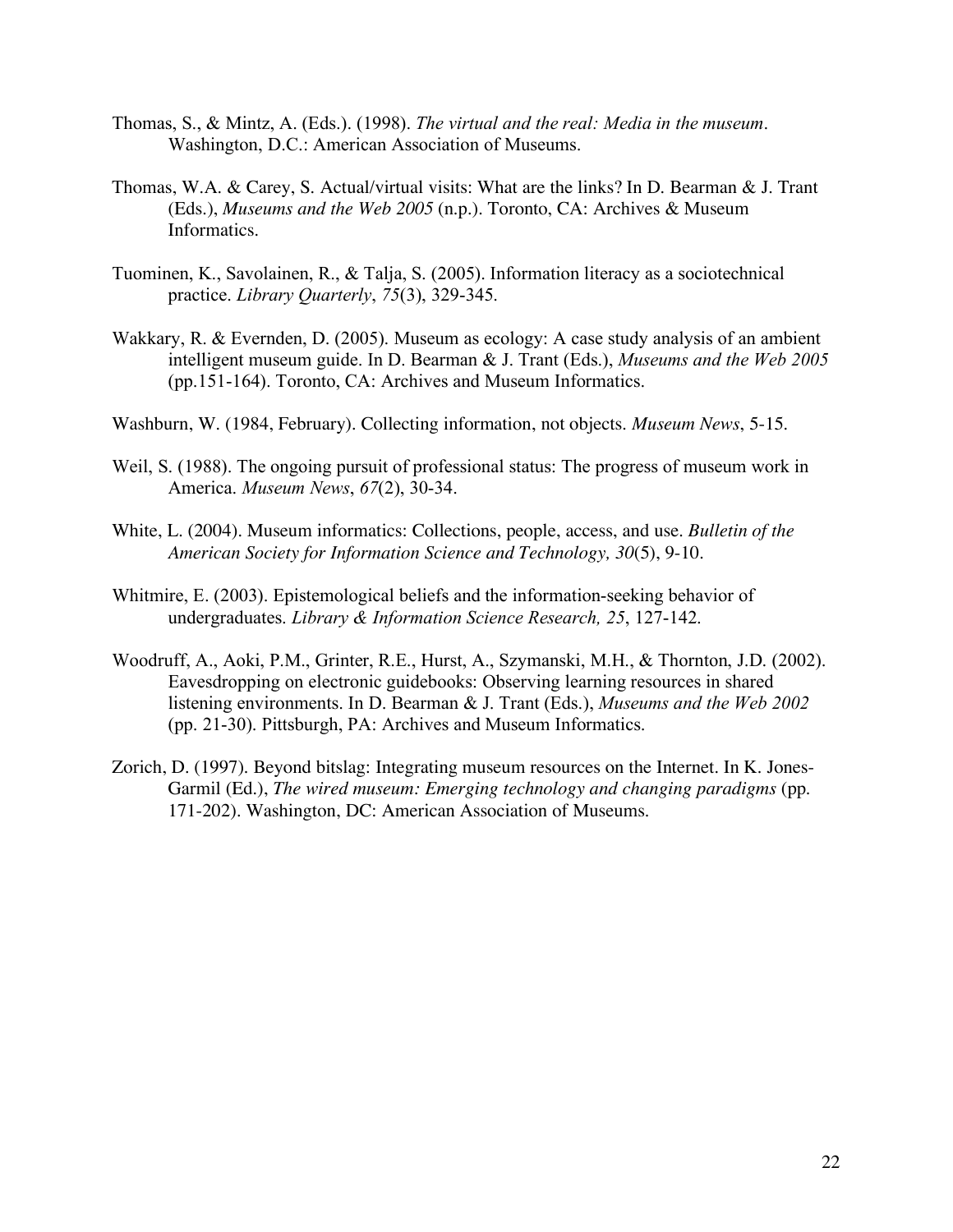Thomas, S., & Mintz, A. (Eds.). (1998). *The virtual and the real: Media in the museum*. Washington, D.C.: American Association of Museums.

Thomas, W.A. & Carey, S. Actual/virtual visits: What are the links? In D. Bearman & J. Trant (Eds.), *Museums and the Web 2005* (n.p.). Toronto, CA: Archives & Museum Informatics.

Tuominen, K., Savolainen, R., & Talja, S. (2005). Information literacy as a sociotechnical practice. *Library Quarterly*, *75*(3), 329-345.

Wakkary, R. & Evernden, D. (2005). Museum as ecology: A case study analysis of an ambient intelligent museum guide. In D. Bearman & J. Trant (Eds.), *Museums and the Web 2005* (pp.151-164). Toronto, CA: Archives and Museum Informatics.

Washburn, W. (1984, February). Collecting information, not objects. *Museum News*, 5-15.

Weil, S. (1988). The ongoing pursuit of professional status: The progress of museum work in America. *Museum News*, *67*(2), 30-34.

White, L. (2004). Museum informatics: Collections, people, access, and use. *Bulletin of the American Society for Information Science and Technology, 30*(5), 9-10.

Whitmire, E. (2003). Epistemological beliefs and the information-seeking behavior of undergraduates. *Library & Information Science Research, 25*, 127-142.

Woodruff, A., Aoki, P.M., Grinter, R.E., Hurst, A., Szymanski, M.H., & Thornton, J.D. (2002). Eavesdropping on electronic guidebooks: Observing learning resources in shared listening environments. In D. Bearman & J. Trant (Eds.), *Museums and the Web 2002* (pp. 21-30). Pittsburgh, PA: Archives and Museum Informatics.

Zorich, D. (1997). Beyond bitslag: Integrating museum resources on the Internet. In K. Jones-Garmil (Ed.), *The wired museum: Emerging technology and changing paradigms* (pp. 171-202). Washington, DC: American Association of Museums.